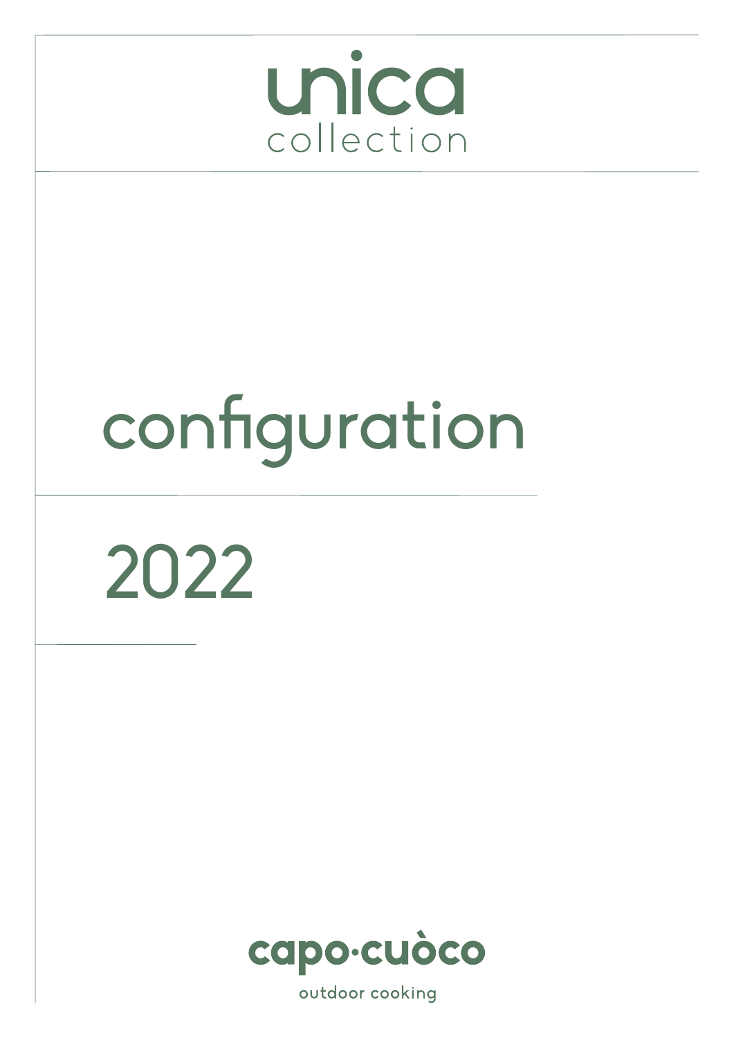# unica
collection

# configuration

## 2022

capo·cuòco

outdoor cooking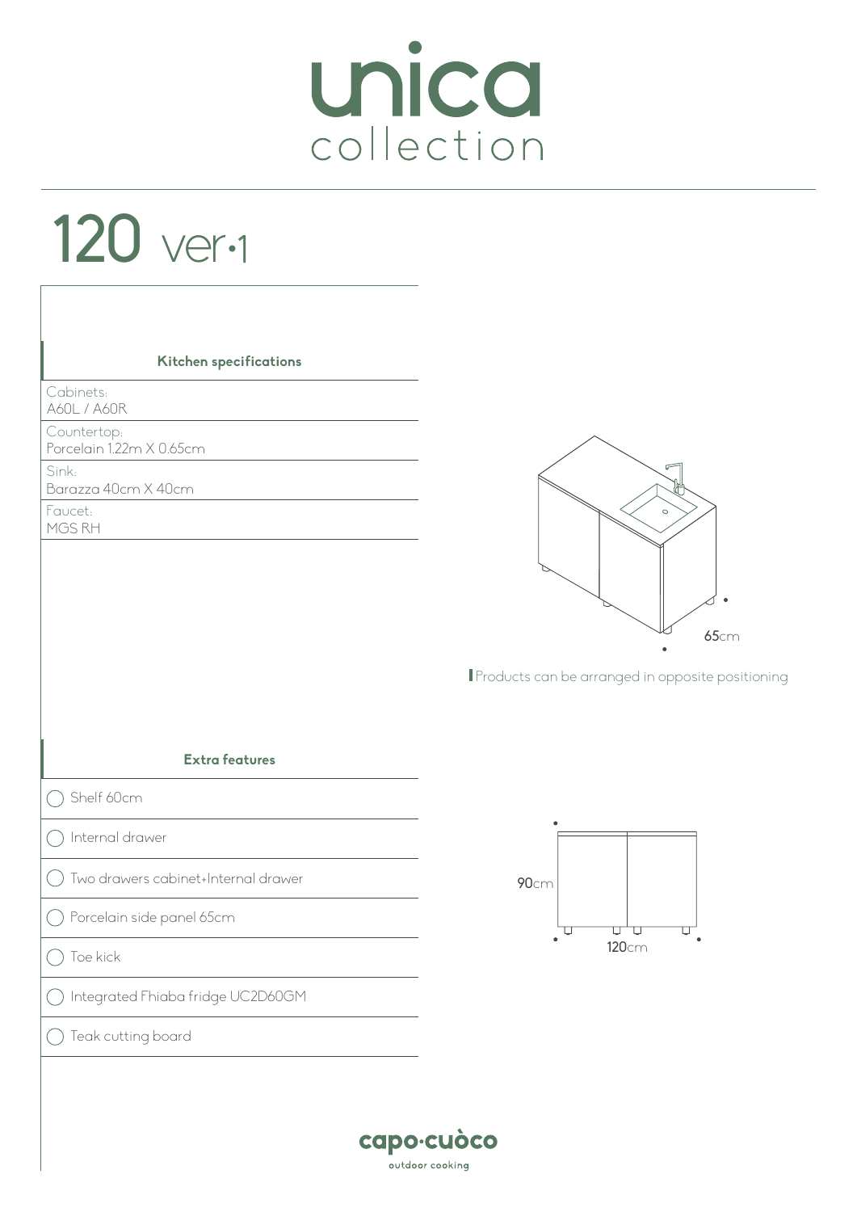# unica collection

## 120 ver·1

### Kitchen specifications

Cabinets:
A60L / A60R

Countertop:
Porcelain 1.22m X 0.65cm

Sink:
Barazza 40cm X 40cm

Faucet:
MGS RH

65cm

Products can be arranged in opposite positioning

### Extra features

- ◯ Shelf 60cm
- ◯ Internal drawer
- ◯ Two drawers cabinet+Internal drawer
- ◯ Porcelain side panel 65cm
- ◯ Toe kick
- ◯ Integrated Fhiaba fridge UC2D60GM
- ◯ Teak cutting board

90cm

120cm

capo·cuòco
outdoor cooking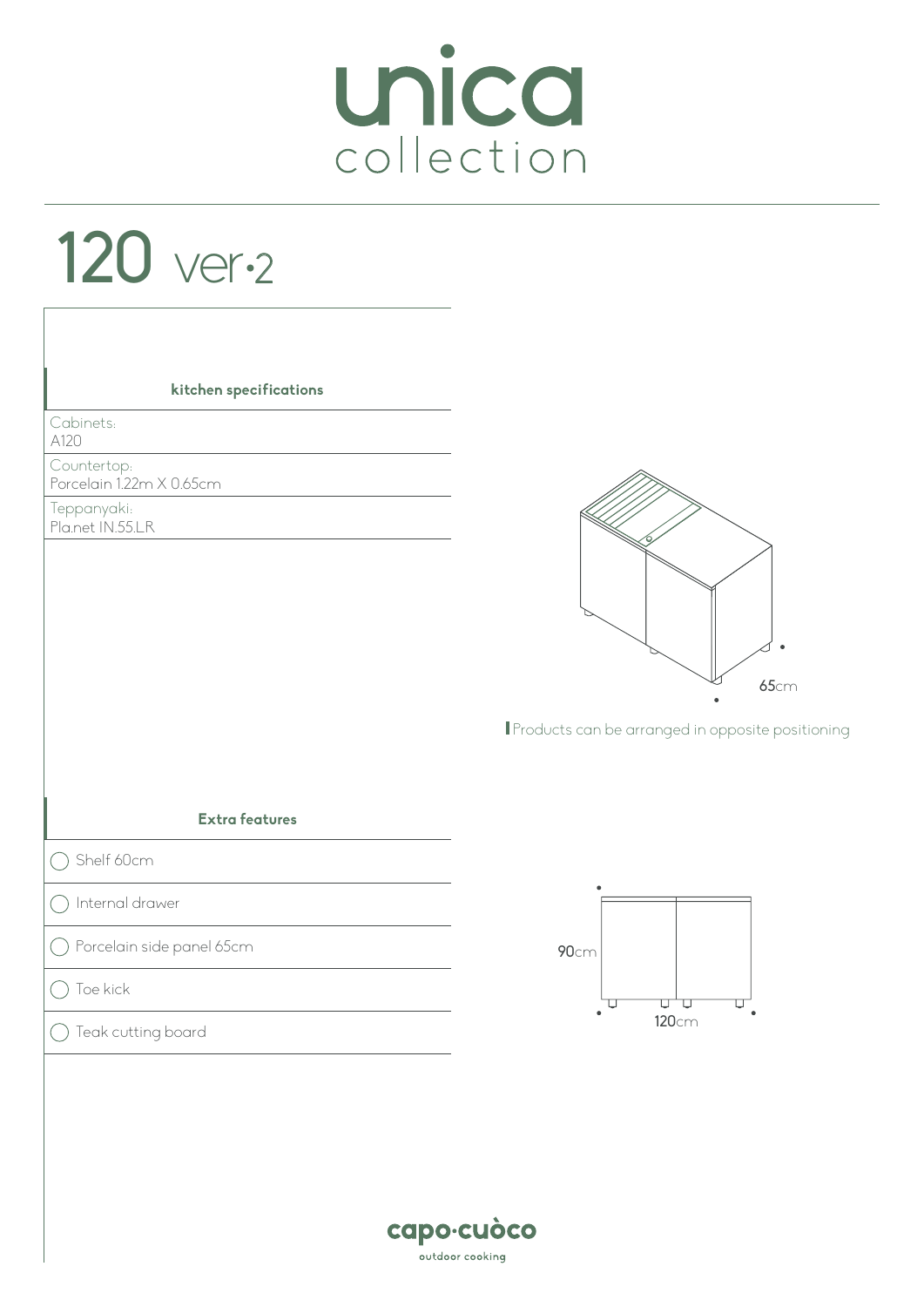# unica collection

## 120 ver·2

### kitchen specifications

Cabinets:
A120

Countertop:
Porcelain 1.22m X 0.65cm

Teppanyaki:
Pla.net IN.55.LR

65cm

Products can be arranged in opposite positioning

### Extra features

- ◯ Shelf 60cm
- ◯ Internal drawer
- ◯ Porcelain side panel 65cm
- ◯ Toe kick
- ◯ Teak cutting board

90cm

120cm

capo·cuòco
outdoor cooking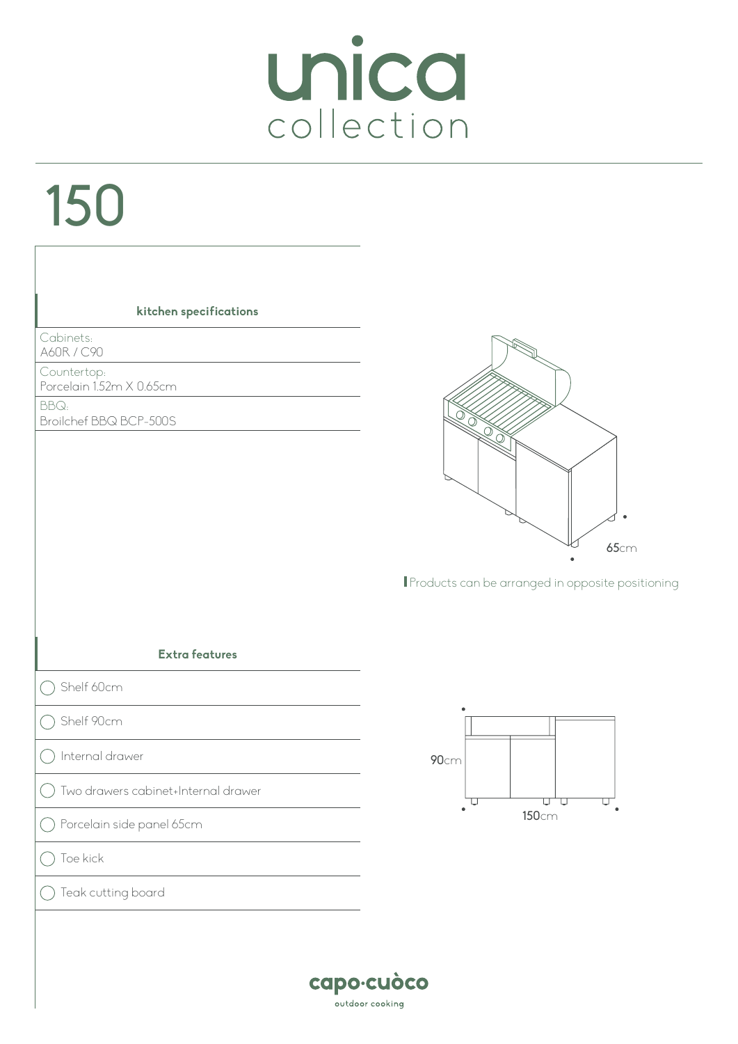# unica
## collection

# 150

### kitchen specifications

Cabinets:
A60R / C90

Countertop:
Porcelain 1.52m X 0.65cm

BBQ:
Broilchef BBQ BCP-500S

65cm

Products can be arranged in opposite positioning

### Extra features

- ◯ Shelf 60cm
- ◯ Shelf 90cm
- ◯ Internal drawer
- ◯ Two drawers cabinet+Internal drawer
- ◯ Porcelain side panel 65cm
- ◯ Toe kick
- ◯ Teak cutting board

90cm

150cm

capo·cuòco
outdoor cooking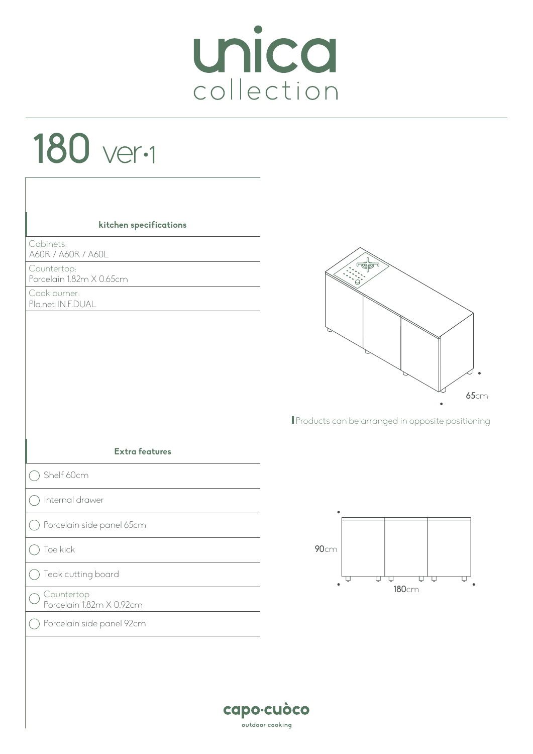# unica
collection

## 180 ver·1

**kitchen specifications**

Cabinets:
A60R / A60R / A60L

Countertop:
Porcelain 1.82m X 0.65cm

Cook burner:
Pla.net IN.F.DUAL

65cm

Products can be arranged in opposite positioning

**Extra features**

- ◯ Shelf 60cm
- ◯ Internal drawer
- ◯ Porcelain side panel 65cm
- ◯ Toe kick
- ◯ Teak cutting board
- ◯ Countertop
  Porcelain 1.82m X 0.92cm
- ◯ Porcelain side panel 92cm

90cm

180cm

capo·cuòco
outdoor cooking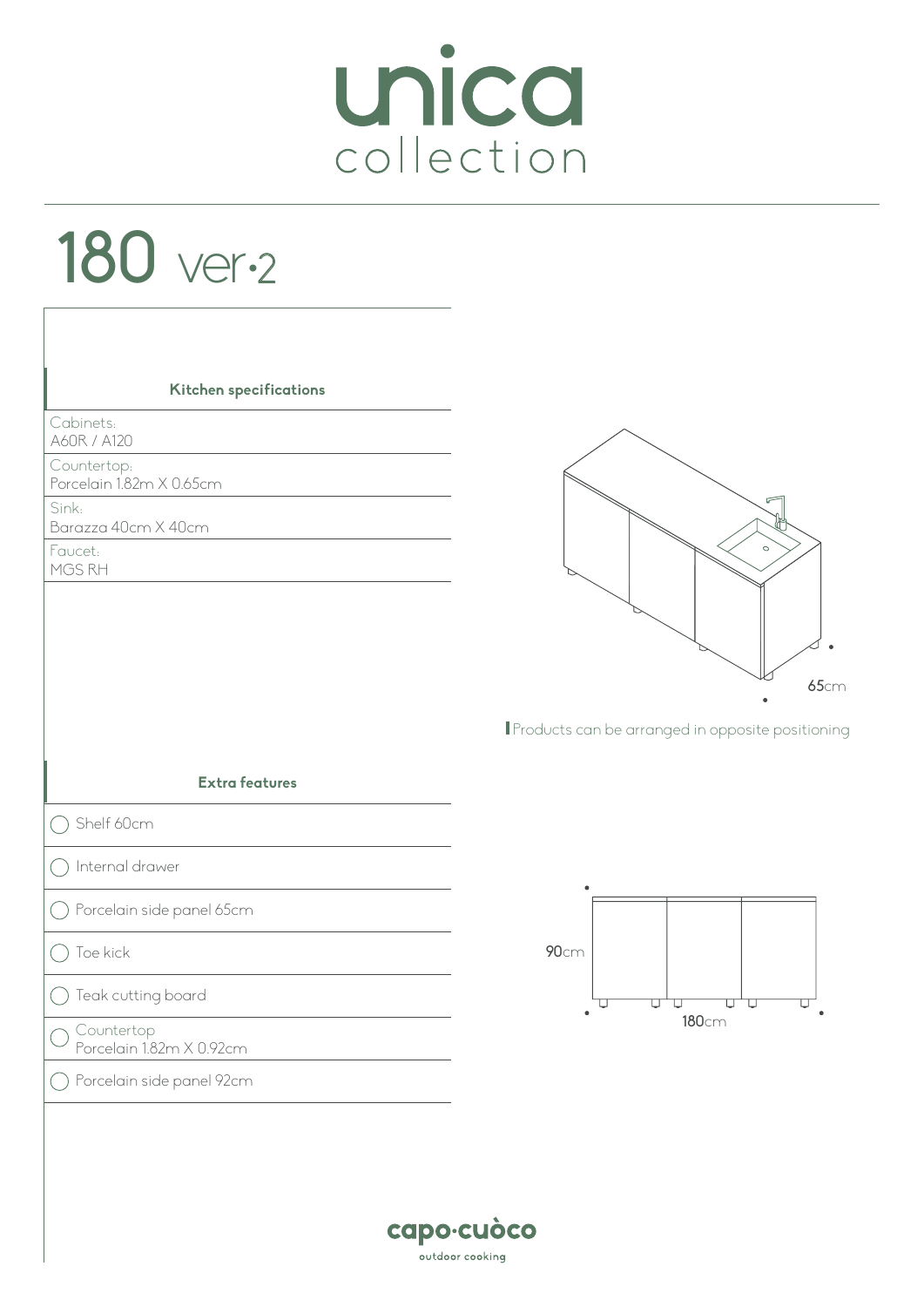# unica collection

## 180 ver·2

### Kitchen specifications

Cabinets:
A60R / A120

Countertop:
Porcelain 1.82m X 0.65cm

Sink:
Barazza 40cm X 40cm

Faucet:
MGS RH

65cm

Products can be arranged in opposite positioning

### Extra features

- ◯ Shelf 60cm
- ◯ Internal drawer
- ◯ Porcelain side panel 65cm
- ◯ Toe kick
- ◯ Teak cutting board
- ◯ Countertop Porcelain 1.82m X 0.92cm
- ◯ Porcelain side panel 92cm

90cm

180cm

capo·cuòco
outdoor cooking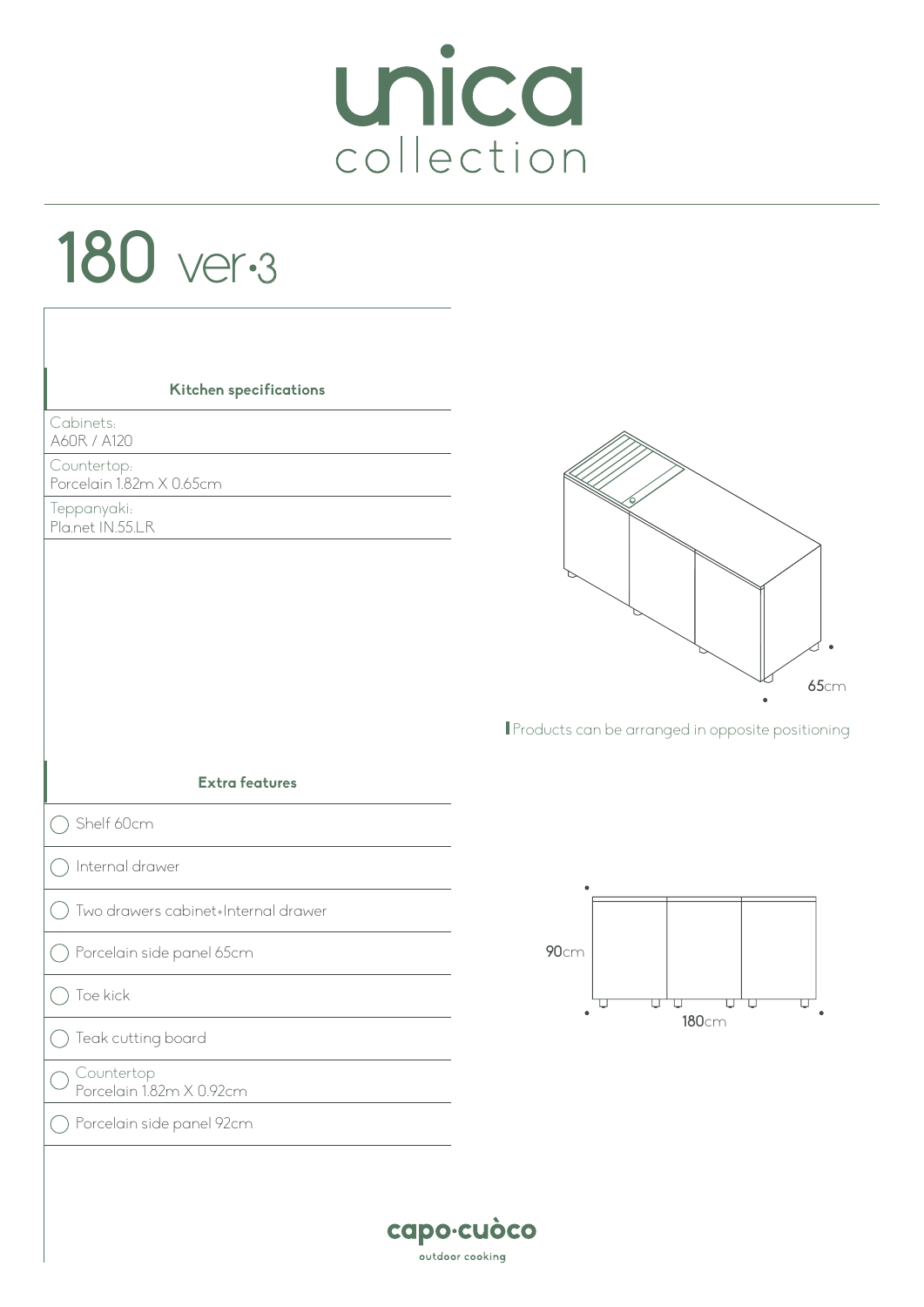# unica collection

## 180 ver·3

### Kitchen specifications

Cabinets:
A60R / A120

Countertop:
Porcelain 1.82m X 0.65cm

Teppanyaki:
Pla.net IN.55.LR

65cm

Products can be arranged in opposite positioning

### Extra features

- Shelf 60cm
- Internal drawer
- Two drawers cabinet+Internal drawer
- Porcelain side panel 65cm
- Toe kick
- Teak cutting board
- Countertop
  Porcelain 1.82m X 0.92cm
- Porcelain side panel 92cm

90cm

180cm

capo·cuòco
outdoor cooking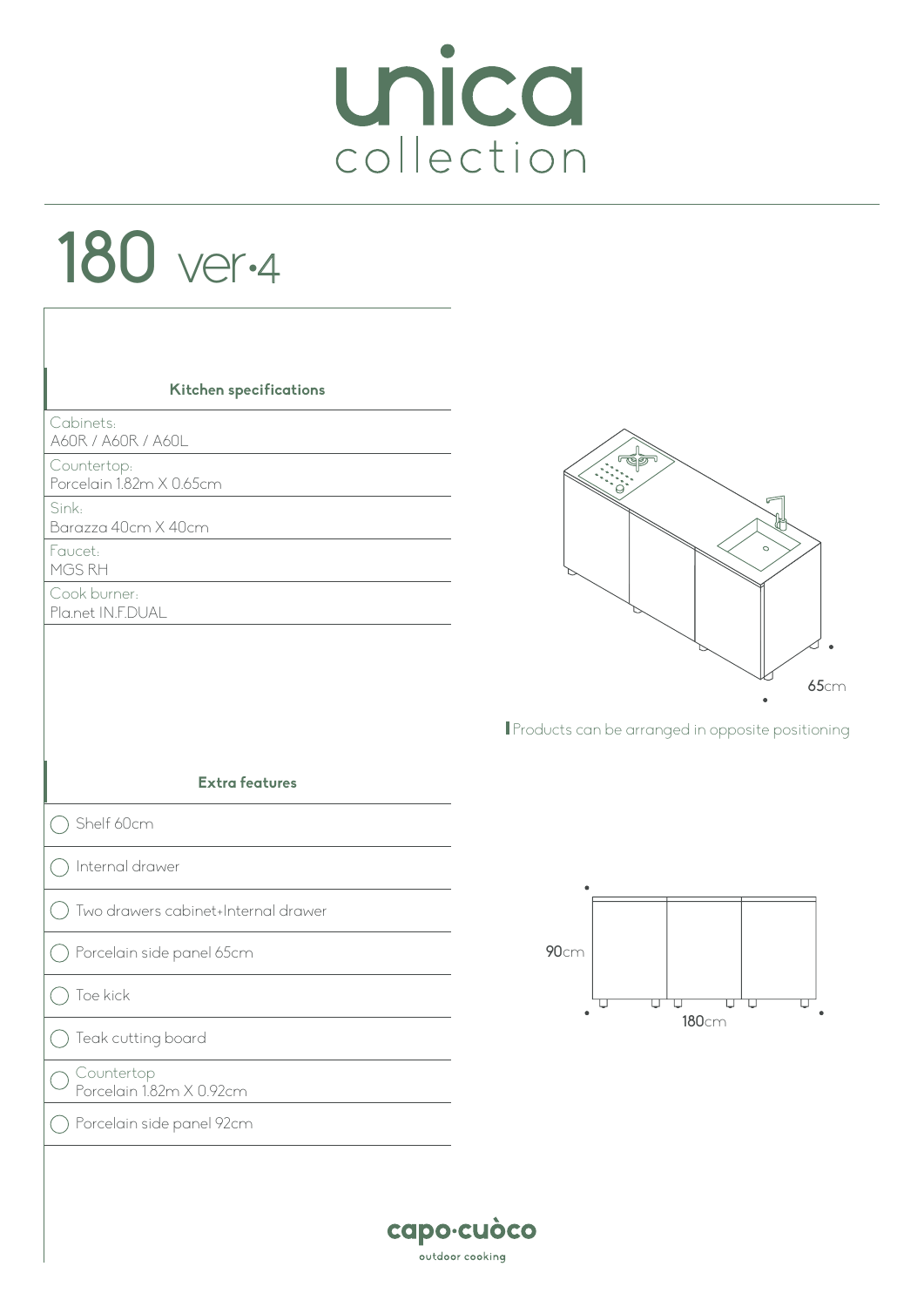# unica collection

## 180 ver·4

### Kitchen specifications

Cabinets:
A60R / A60R / A60L

Countertop:
Porcelain 1.82m X 0.65cm

Sink:
Barazza 40cm X 40cm

Faucet:
MGS RH

Cook burner:
Pla.net IN.F.DUAL

65cm

Products can be arranged in opposite positioning

### Extra features

- ◯ Shelf 60cm
- ◯ Internal drawer
- ◯ Two drawers cabinet+Internal drawer
- ◯ Porcelain side panel 65cm
- ◯ Toe kick
- ◯ Teak cutting board
- ◯ Countertop
  Porcelain 1.82m X 0.92cm
- ◯ Porcelain side panel 92cm

90cm

180cm

capo·cuòco
outdoor cooking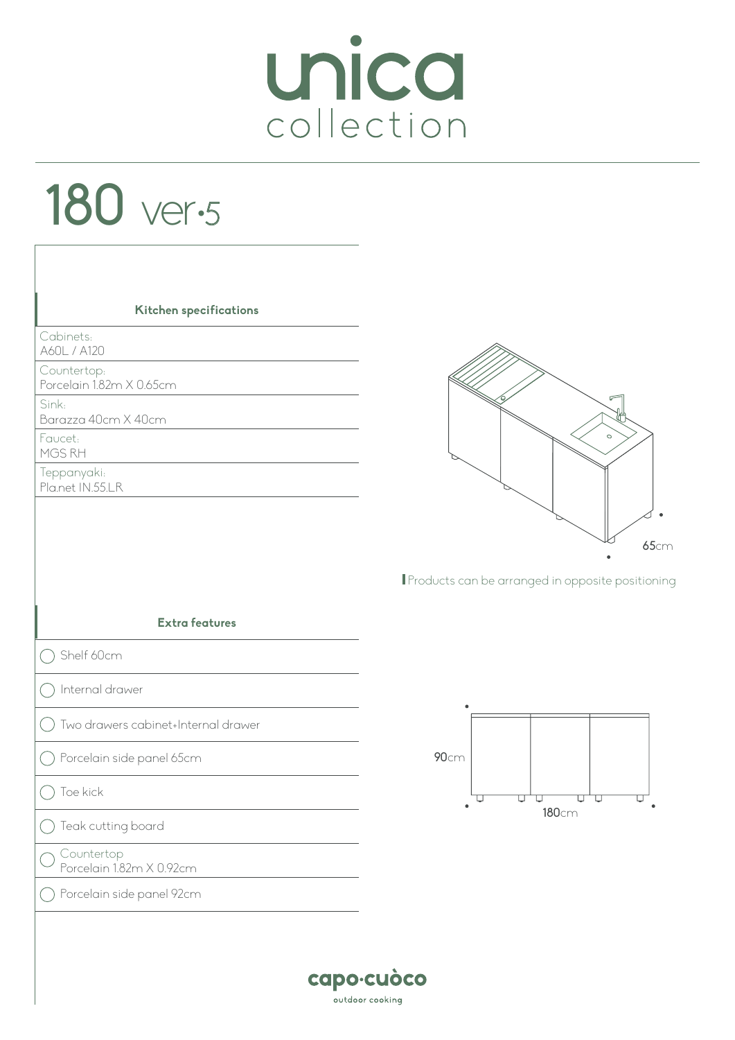# unica collection

## 180 ver·5

### Kitchen specifications

Cabinets:
A60L / A120

Countertop:
Porcelain 1.82m X 0.65cm

Sink:
Barazza 40cm X 40cm

Faucet:
MGS RH

Teppanyaki:
Pla.net IN.55.LR

65cm

Products can be arranged in opposite positioning

### Extra features

- ◯ Shelf 60cm
- ◯ Internal drawer
- ◯ Two drawers cabinet+Internal drawer
- ◯ Porcelain side panel 65cm
- ◯ Toe kick
- ◯ Teak cutting board
- ◯ Countertop Porcelain 1.82m X 0.92cm
- ◯ Porcelain side panel 92cm

90cm

180cm

capo·cuòco
outdoor cooking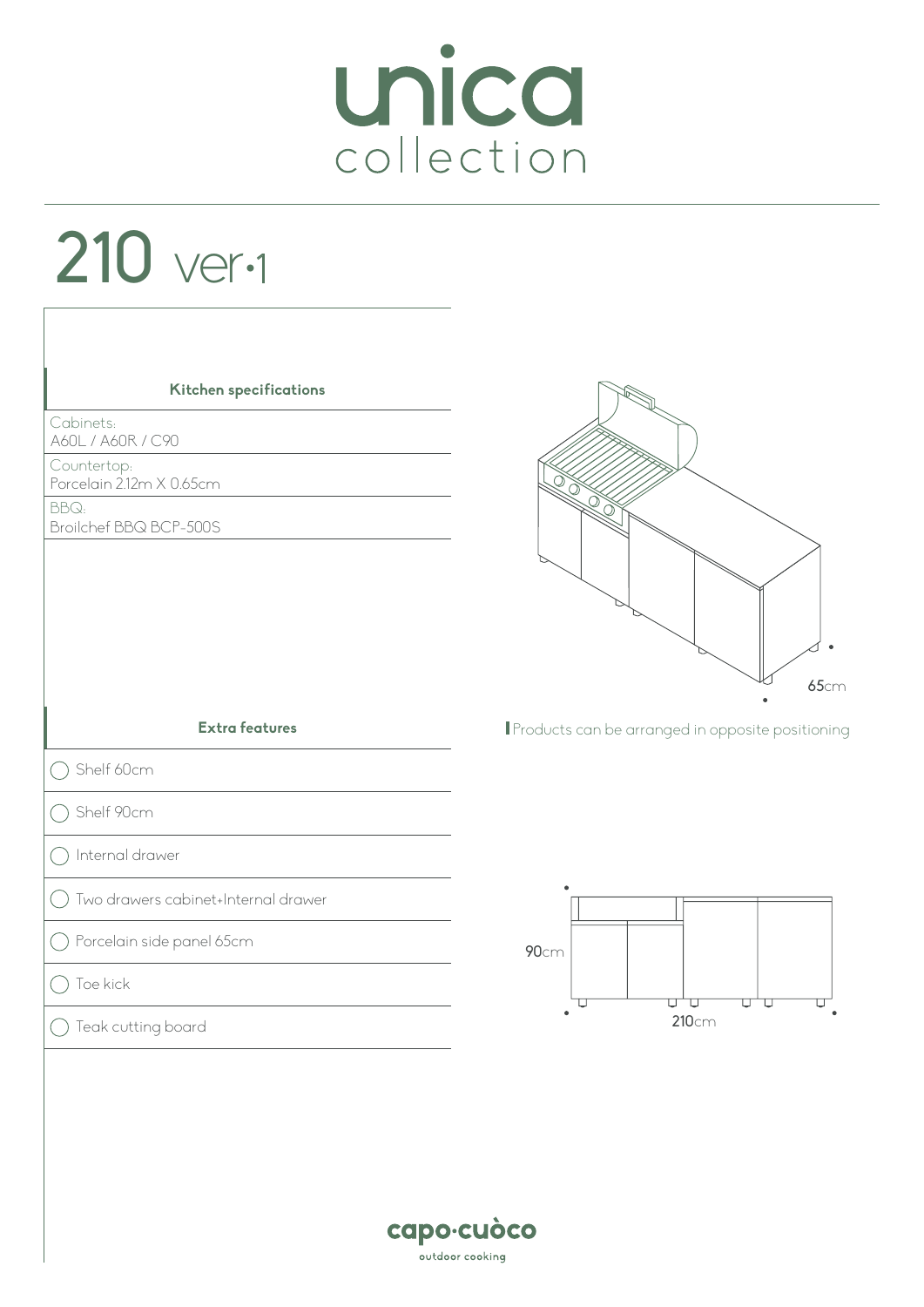# unica collection

## 210 ver.1

### Kitchen specifications

| | |
|---|---|
| Cabinets: | A60L / A60R / C90 |
| Countertop: | Porcelain 2.12m X 0.65cm |
| BBQ: | Broilchef BBQ BCP-500S |

65cm

Products can be arranged in opposite positioning

### Extra features

- ◯ Shelf 60cm
- ◯ Shelf 90cm
- ◯ Internal drawer
- ◯ Two drawers cabinet+Internal drawer
- ◯ Porcelain side panel 65cm
- ◯ Toe kick
- ◯ Teak cutting board

90cm

210cm

capo·cuòco
outdoor cooking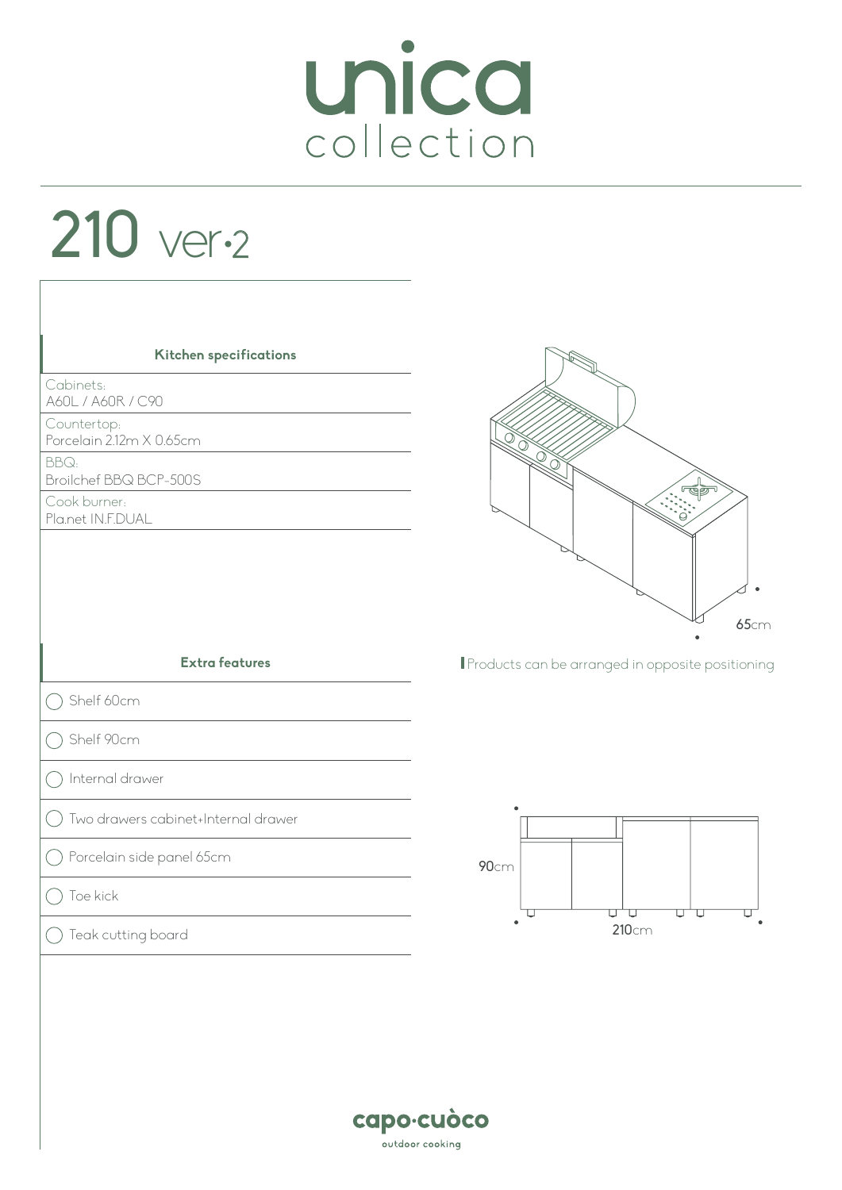# unica collection

## 210 ver·2

### Kitchen specifications

Cabinets:
A60L / A60R / C90

Countertop:
Porcelain 2.12m X 0.65cm

BBQ:
Broilchef BBQ BCP-500S

Cook burner:
Pla.net IN.F.DUAL

65cm

Products can be arranged in opposite positioning

### Extra features

- Shelf 60cm
- Shelf 90cm
- Internal drawer
- Two drawers cabinet+Internal drawer
- Porcelain side panel 65cm
- Toe kick
- Teak cutting board

90cm

210cm

capo·cuòco
outdoor cooking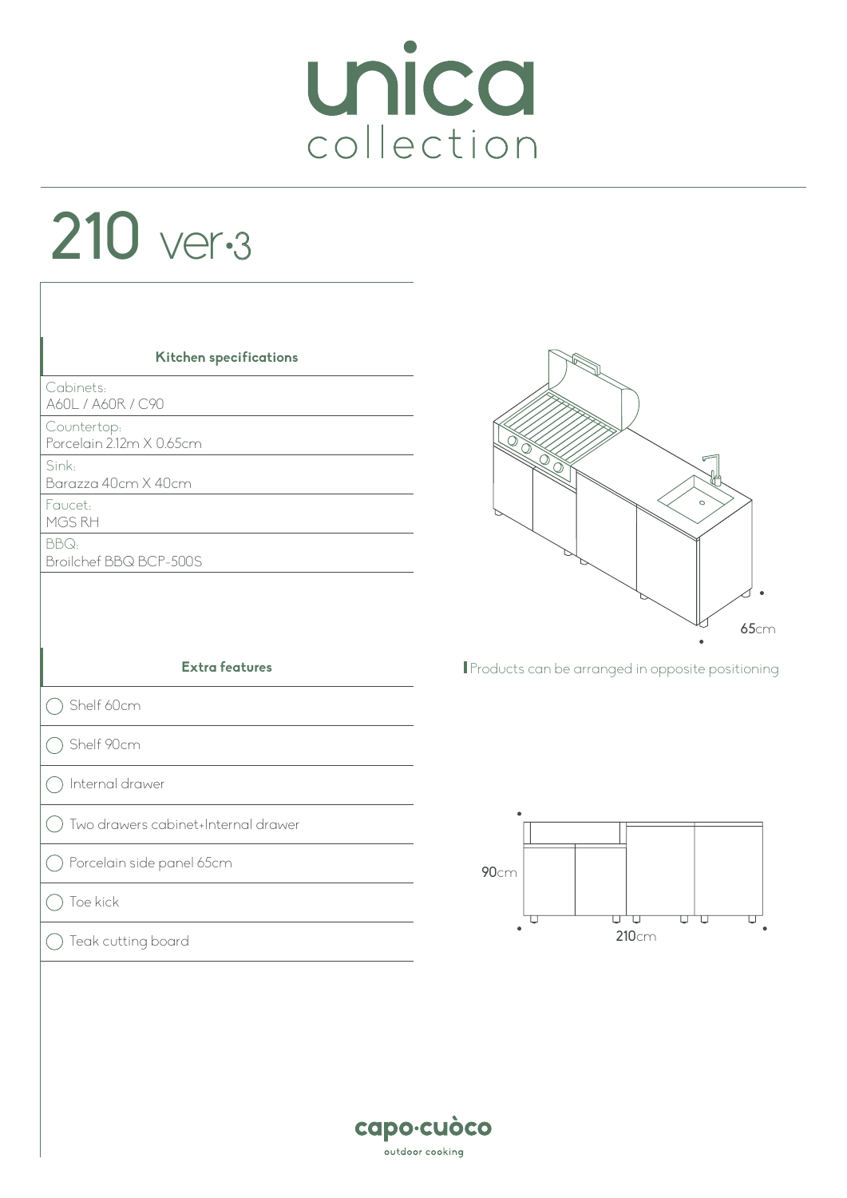# unica collection

## 210 ver·3

| Kitchen specifications |
|---|
| Cabinets:<br>A60L / A60R / C90 |
| Countertop:<br>Porcelain 2.12m X 0.65cm |
| Sink:<br>Barazza 40cm X 40cm |
| Faucet:<br>MGS RH |
| BBQ:<br>Broilchef BBQ BCP-500S |

65cm

Products can be arranged in opposite positioning

| Extra features |
|---|
| ◯ Shelf 60cm |
| ◯ Shelf 90cm |
| ◯ Internal drawer |
| ◯ Two drawers cabinet+Internal drawer |
| ◯ Porcelain side panel 65cm |
| ◯ Toe kick |
| ◯ Teak cutting board |

90cm

210cm

capo·cuòco
outdoor cooking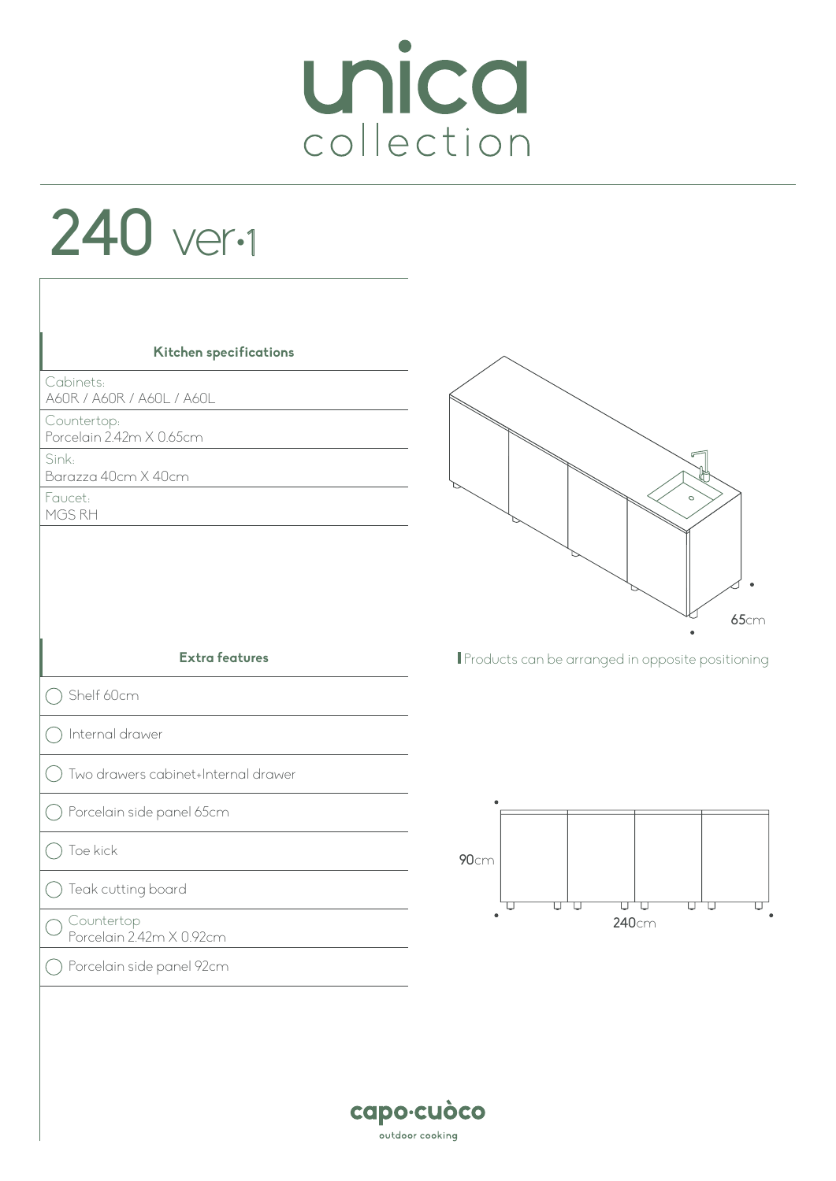# unica collection

## 240 ver·1

### Kitchen specifications

Cabinets:
A60R / A60R / A60L / A60L

Countertop:
Porcelain 2.42m X 0.65cm

Sink:
Barazza 40cm X 40cm

Faucet:
MGS RH

65cm

Products can be arranged in opposite positioning

### Extra features

- ◯ Shelf 60cm
- ◯ Internal drawer
- ◯ Two drawers cabinet+Internal drawer
- ◯ Porcelain side panel 65cm
- ◯ Toe kick
- ◯ Teak cutting board
- ◯ Countertop
  Porcelain 2.42m X 0.92cm
- ◯ Porcelain side panel 92cm

90cm

240cm

capo·cuòco
outdoor cooking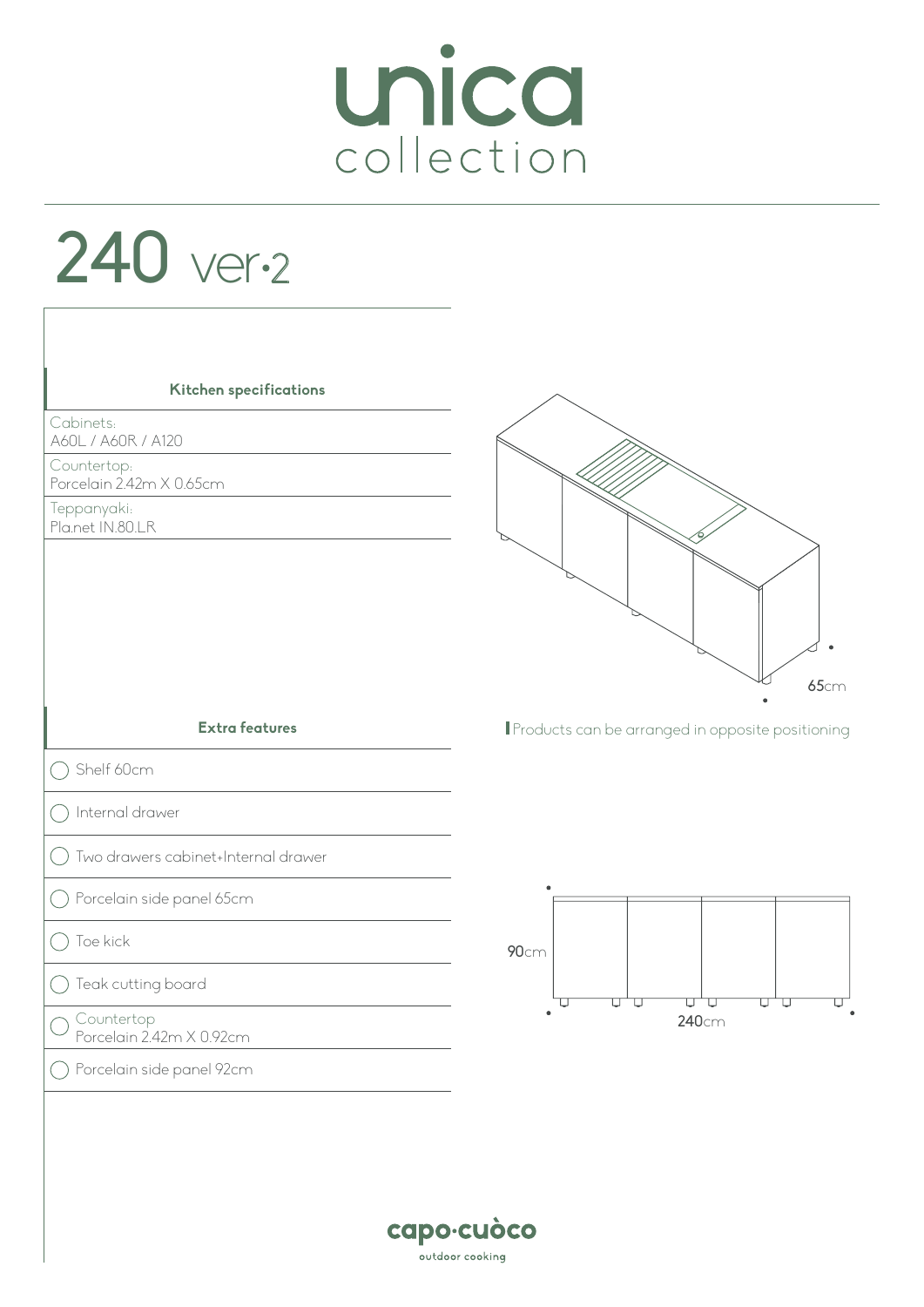# unica collection

## 240 ver.2

### Kitchen specifications

Cabinets:
A60L / A60R / A120

Countertop:
Porcelain 2.42m X 0.65cm

Teppanyaki:
Pla.net IN.80.LR

65cm

Products can be arranged in opposite positioning

### Extra features

- Shelf 60cm
- Internal drawer
- Two drawers cabinet+Internal drawer
- Porcelain side panel 65cm
- Toe kick
- Teak cutting board
- Countertop
  Porcelain 2.42m X 0.92cm
- Porcelain side panel 92cm

90cm

240cm

capo·cuòco
outdoor cooking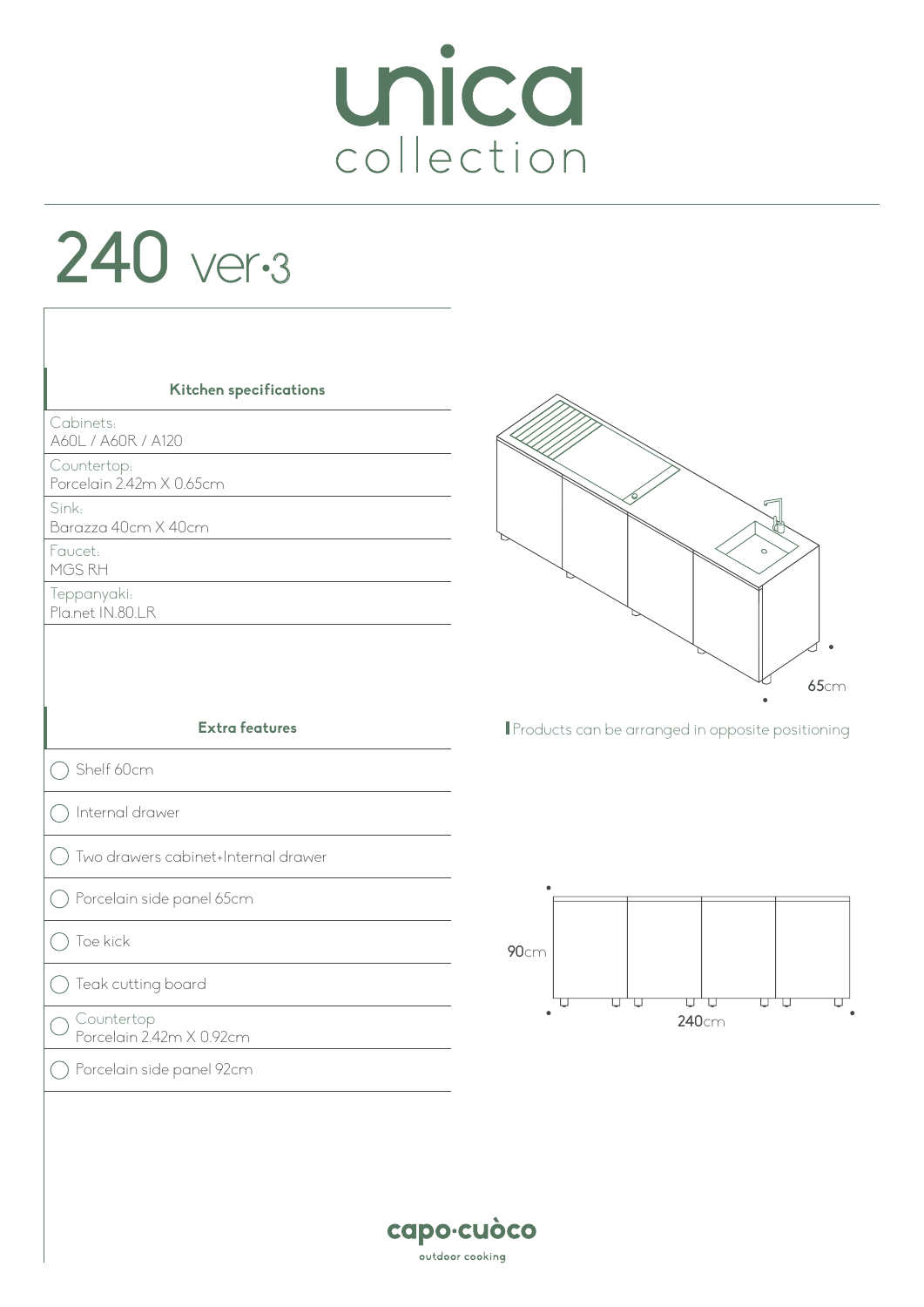# unica collection

## 240 ver·3

### Kitchen specifications

| | |
|---|---|
| Cabinets: | A60L / A60R / A120 |
| Countertop: | Porcelain 2.42m X 0.65cm |
| Sink: | Barazza 40cm X 40cm |
| Faucet: | MGS RH |
| Teppanyaki: | Pla.net IN.80.LR |

65cm

Products can be arranged in opposite positioning

### Extra features

- Shelf 60cm
- Internal drawer
- Two drawers cabinet+Internal drawer
- Porcelain side panel 65cm
- Toe kick
- Teak cutting board
- Countertop Porcelain 2.42m X 0.92cm
- Porcelain side panel 92cm

90cm

240cm

capo·cuòco
outdoor cooking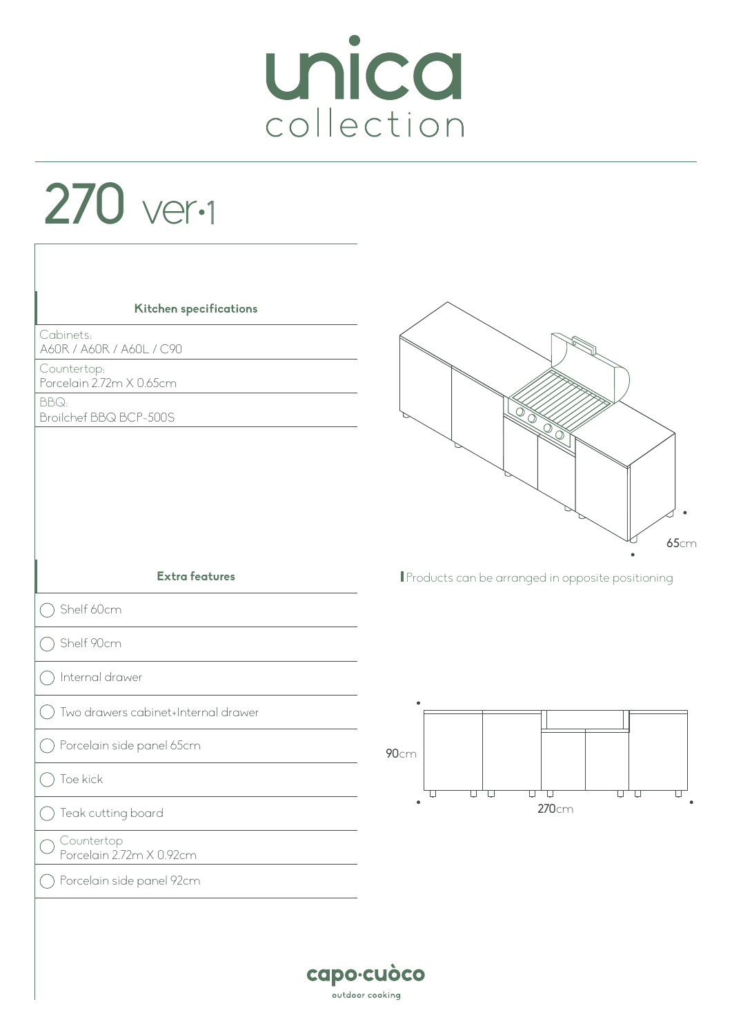# unica collection

## 270 ver.1

### Kitchen specifications

Cabinets:
A60R / A60R / A60L / C90

Countertop:
Porcelain 2.72m X 0.65cm

BBQ:
Broilchef BBQ BCP-500S

65cm

Products can be arranged in opposite positioning

### Extra features

- ◯ Shelf 60cm
- ◯ Shelf 90cm
- ◯ Internal drawer
- ◯ Two drawers cabinet+Internal drawer
- ◯ Porcelain side panel 65cm
- ◯ Toe kick
- ◯ Teak cutting board
- ◯ Countertop Porcelain 2.72m X 0.92cm
- ◯ Porcelain side panel 92cm

90cm

270cm

capo·cuòco
outdoor cooking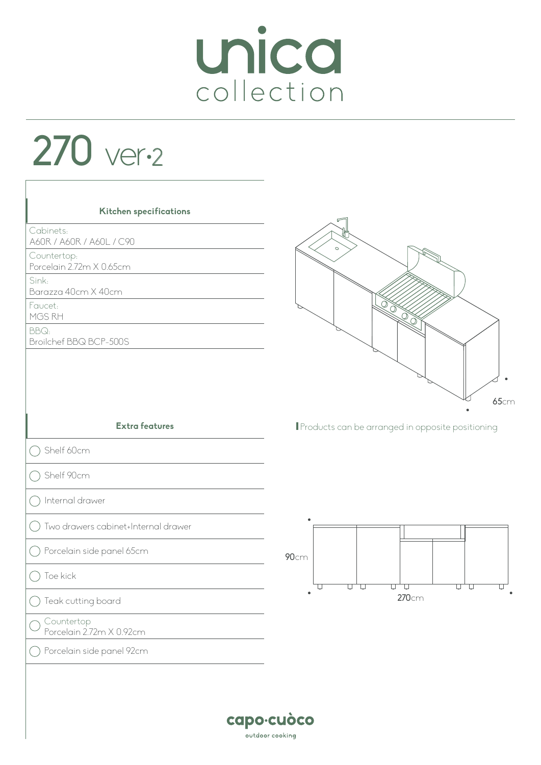# unica collection

## 270 ver·2

### Kitchen specifications

| | |
|---|---|
| Cabinets: | A60R / A60R / A60L / C90 |
| Countertop: | Porcelain 2.72m X 0.65cm |
| Sink: | Barazza 40cm X 40cm |
| Faucet: | MGS RH |
| BBQ: | Broilchef BBQ BCP-500S |

65cm

Products can be arranged in opposite positioning

### Extra features

- ◯ Shelf 60cm
- ◯ Shelf 90cm
- ◯ Internal drawer
- ◯ Two drawers cabinet+Internal drawer
- ◯ Porcelain side panel 65cm
- ◯ Toe kick
- ◯ Teak cutting board
- ◯ Countertop Porcelain 2.72m X 0.92cm
- ◯ Porcelain side panel 92cm

90cm

270cm

capo·cuòco
outdoor cooking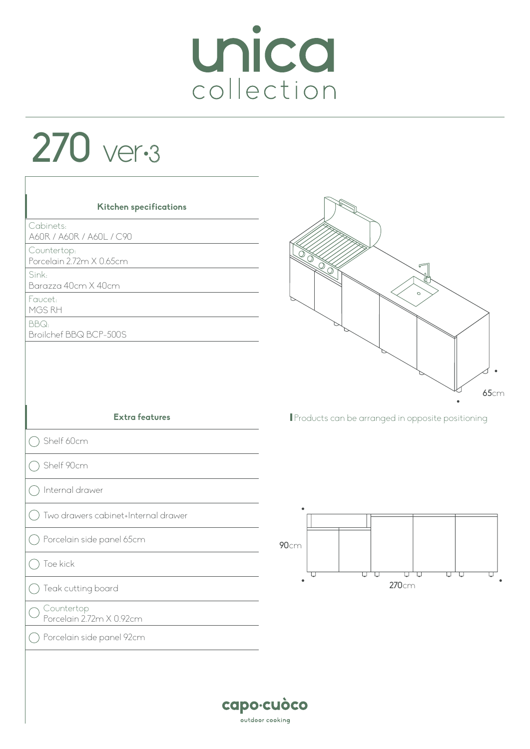# unica collection

## 270 ver·3

### Kitchen specifications

Cabinets:
A60R / A60R / A60L / C90

Countertop:
Porcelain 2.72m X 0.65cm

Sink:
Barazza 40cm X 40cm

Faucet:
MGS RH

BBQ:
Broilchef BBQ BCP-500S

65cm

Products can be arranged in opposite positioning

### Extra features

- ◯ Shelf 60cm
- ◯ Shelf 90cm
- ◯ Internal drawer
- ◯ Two drawers cabinet+Internal drawer
- ◯ Porcelain side panel 65cm
- ◯ Toe kick
- ◯ Teak cutting board
- ◯ Countertop
  Porcelain 2.72m X 0.92cm
- ◯ Porcelain side panel 92cm

90cm

270cm

capo·cuòco
outdoor cooking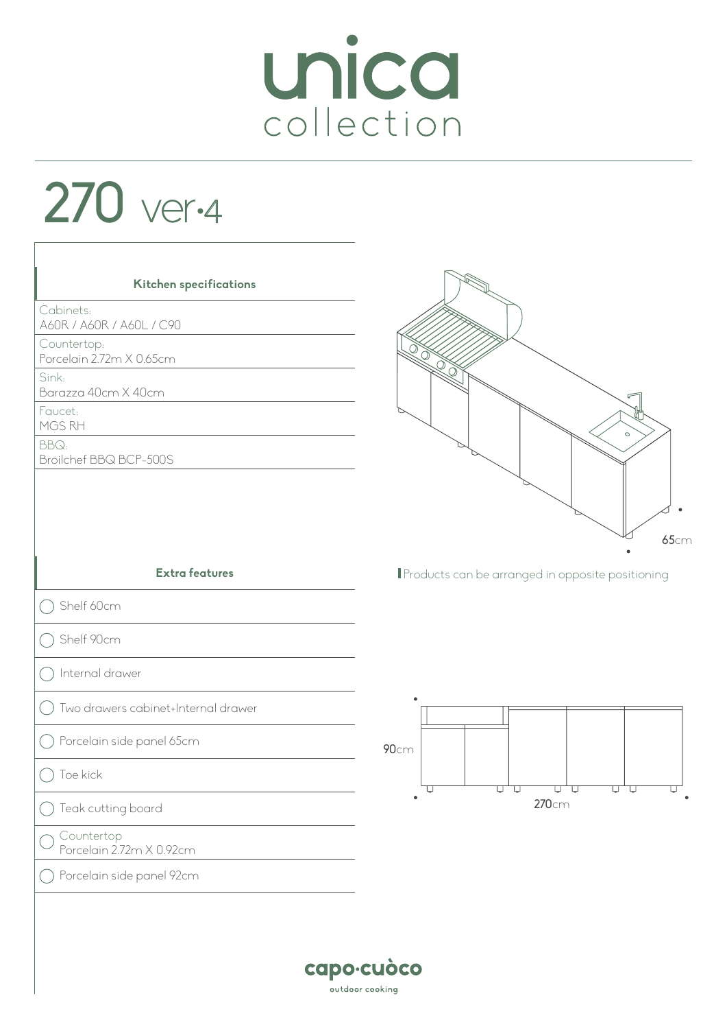# unica
collection

## 270 ver·4

### Kitchen specifications

Cabinets:
A60R / A60R / A60L / C90

Countertop:
Porcelain 2.72m X 0.65cm

Sink:
Barazza 40cm X 40cm

Faucet:
MGS RH

BBQ:
Broilchef BBQ BCP-500S

65cm

Products can be arranged in opposite positioning

### Extra features

- ◯ Shelf 60cm
- ◯ Shelf 90cm
- ◯ Internal drawer
- ◯ Two drawers cabinet+Internal drawer
- ◯ Porcelain side panel 65cm
- ◯ Toe kick
- ◯ Teak cutting board
- ◯ Countertop
  Porcelain 2.72m X 0.92cm
- ◯ Porcelain side panel 92cm

90cm

270cm

capo·cuòco
outdoor cooking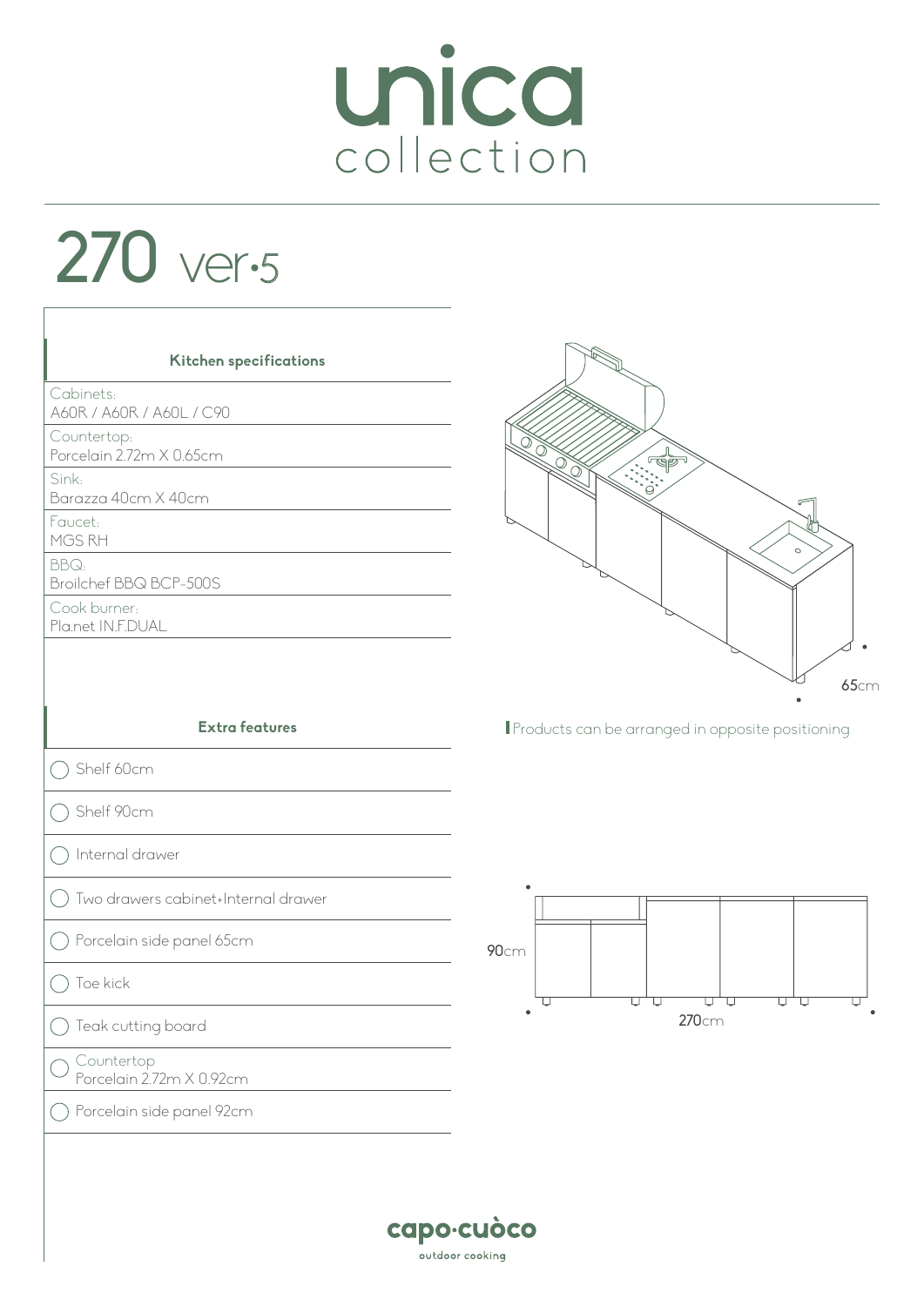# unica collection

## 270 ver·5

### Kitchen specifications

| Kitchen specifications |
|---|
| Cabinets: A60R / A60R / A60L / C90 |
| Countertop: Porcelain 2.72m X 0.65cm |
| Sink: Barazza 40cm X 40cm |
| Faucet: MGS RH |
| BBQ: Broilchef BBQ BCP-500S |
| Cook burner: Pla.net IN.F.DUAL |

65cm

Products can be arranged in opposite positioning

### Extra features

- ◯ Shelf 60cm
- ◯ Shelf 90cm
- ◯ Internal drawer
- ◯ Two drawers cabinet+Internal drawer
- ◯ Porcelain side panel 65cm
- ◯ Toe kick
- ◯ Teak cutting board
- ◯ Countertop Porcelain 2.72m X 0.92cm
- ◯ Porcelain side panel 92cm

90cm

270cm

capo·cuòco
outdoor cooking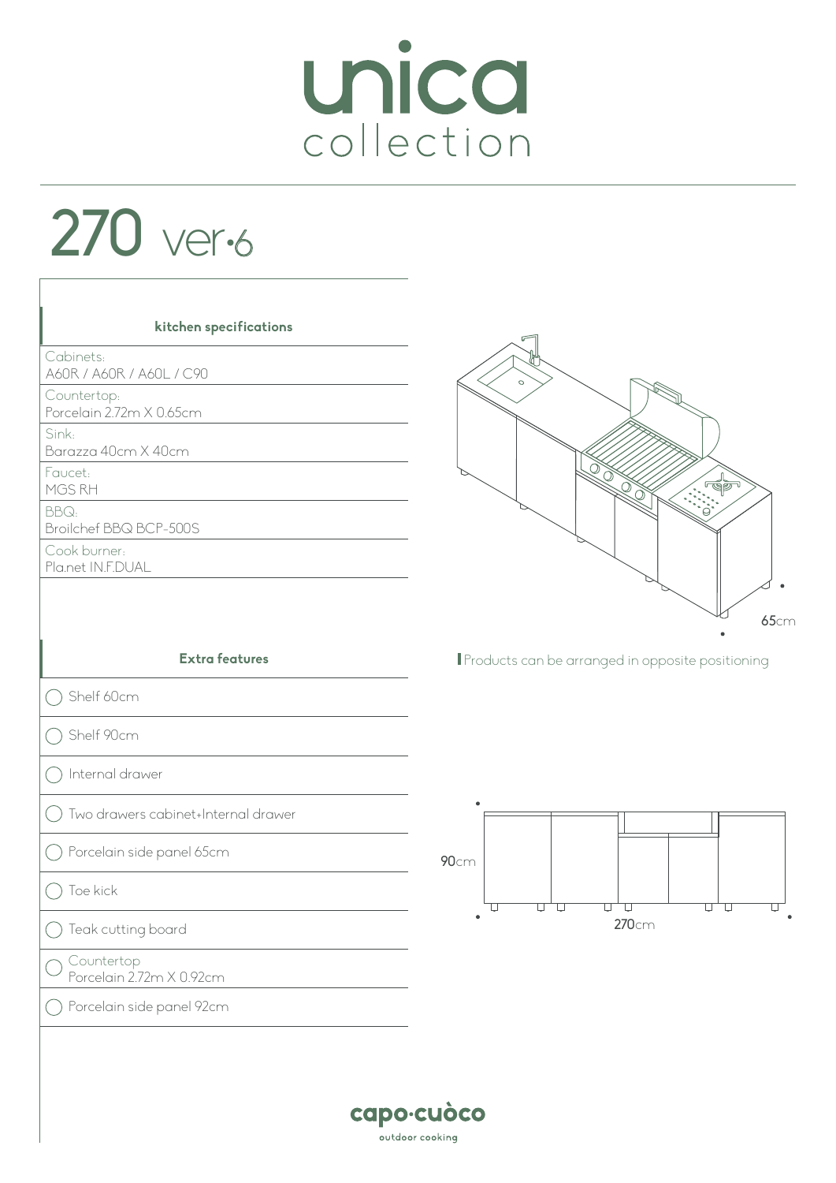# unica collection

## 270 ver·6

### kitchen specifications

Cabinets:
A60R / A60R / A60L / C90

Countertop:
Porcelain 2.72m X 0.65cm

Sink:
Barazza 40cm X 40cm

Faucet:
MGS RH

BBQ:
Broilchef BBQ BCP-500S

Cook burner:
Pla.net IN.F.DUAL

### Extra features

- ◯ Shelf 60cm
- ◯ Shelf 90cm
- ◯ Internal drawer
- ◯ Two drawers cabinet+Internal drawer
- ◯ Porcelain side panel 65cm
- ◯ Toe kick
- ◯ Teak cutting board
- ◯ Countertop Porcelain 2.72m X 0.92cm
- ◯ Porcelain side panel 92cm

65cm

Products can be arranged in opposite positioning

90cm

270cm

capo·cuòco
outdoor cooking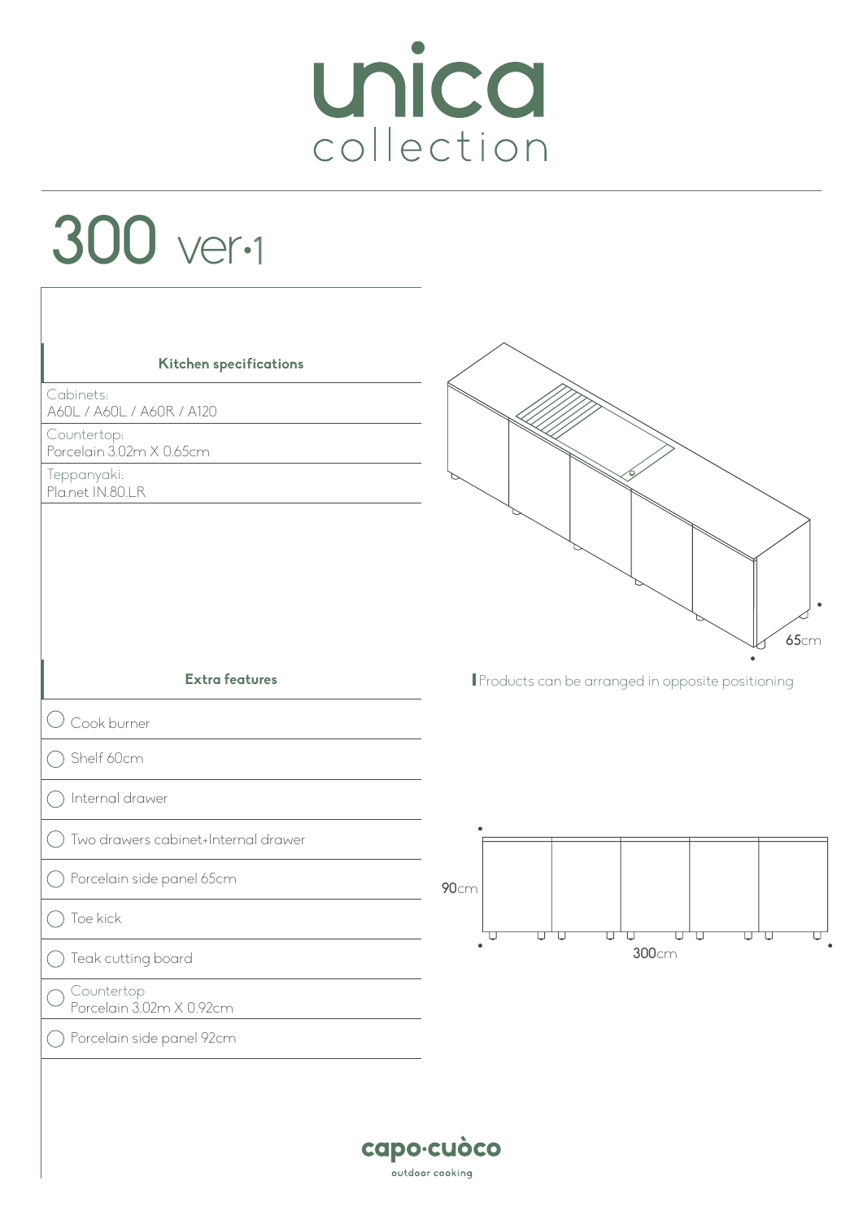# unica
collection

## 300 ver·1

### Kitchen specifications

Cabinets:
A60L / A60L / A60R / A120

Countertop:
Porcelain 3.02m X 0.65cm

Teppanyaki:
Pla.net IN.80.LR

65cm

Products can be arranged in opposite positioning

### Extra features

- ◯ Cook burner
- ◯ Shelf 60cm
- ◯ Internal drawer
- ◯ Two drawers cabinet+Internal drawer
- ◯ Porcelain side panel 65cm
- ◯ Toe kick
- ◯ Teak cutting board
- ◯ Countertop
  Porcelain 3.02m X 0.92cm
- ◯ Porcelain side panel 92cm

90cm

300cm

capo·cuòco
outdoor cooking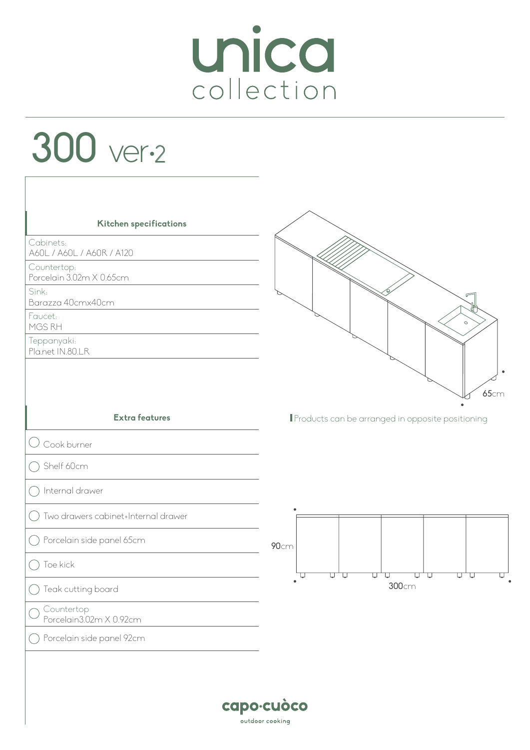# unica
collection

## 300 ver·2

### Kitchen specifications

| | |
|---|---|
| Cabinets: | A60L / A60L / A60R / A120 |
| Countertop: | Porcelain 3.02m X 0.65cm |
| Sink: | Barazza 40cmx40cm |
| Faucet: | MGS RH |
| Teppanyaki: | Pla.net IN.80.LR |

65cm

Products can be arranged in opposite positioning

### Extra features

- ◯ Cook burner
- ◯ Shelf 60cm
- ◯ Internal drawer
- ◯ Two drawers cabinet+Internal drawer
- ◯ Porcelain side panel 65cm
- ◯ Toe kick
- ◯ Teak cutting board
- ◯ Countertop Porcelain3.02m X 0.92cm
- ◯ Porcelain side panel 92cm

90cm

300cm

capo·cuòco
outdoor cooking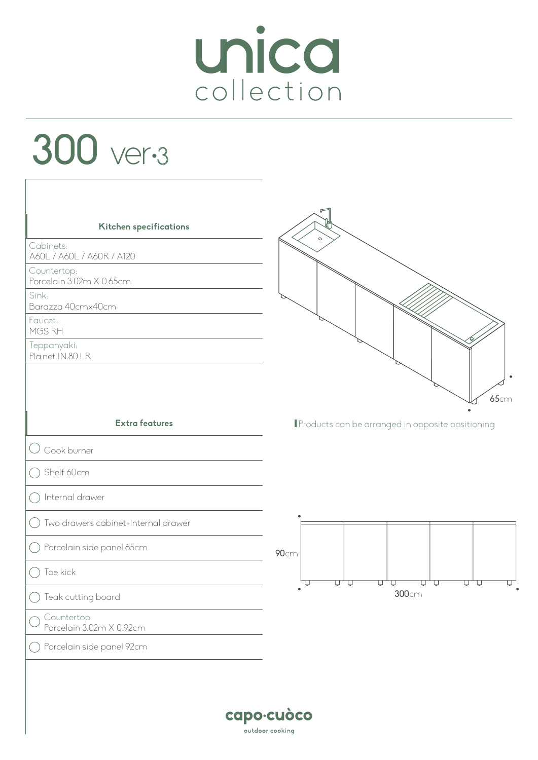# unica collection

## 300 ver·3

### Kitchen specifications

Cabinets:
A60L / A60L / A60R / A120

Countertop:
Porcelain 3.02m X 0.65cm

Sink:
Barazza 40cmx40cm

Faucet:
MGS RH

Teppanyaki:
Pla.net IN.80.LR

65cm

Products can be arranged in opposite positioning

### Extra features

- ◯ Cook burner
- ◯ Shelf 60cm
- ◯ Internal drawer
- ◯ Two drawers cabinet+Internal drawer
- ◯ Porcelain side panel 65cm
- ◯ Toe kick
- ◯ Teak cutting board
- ◯ Countertop Porcelain 3.02m X 0.92cm
- ◯ Porcelain side panel 92cm

90cm

300cm

capo·cuòco
outdoor cooking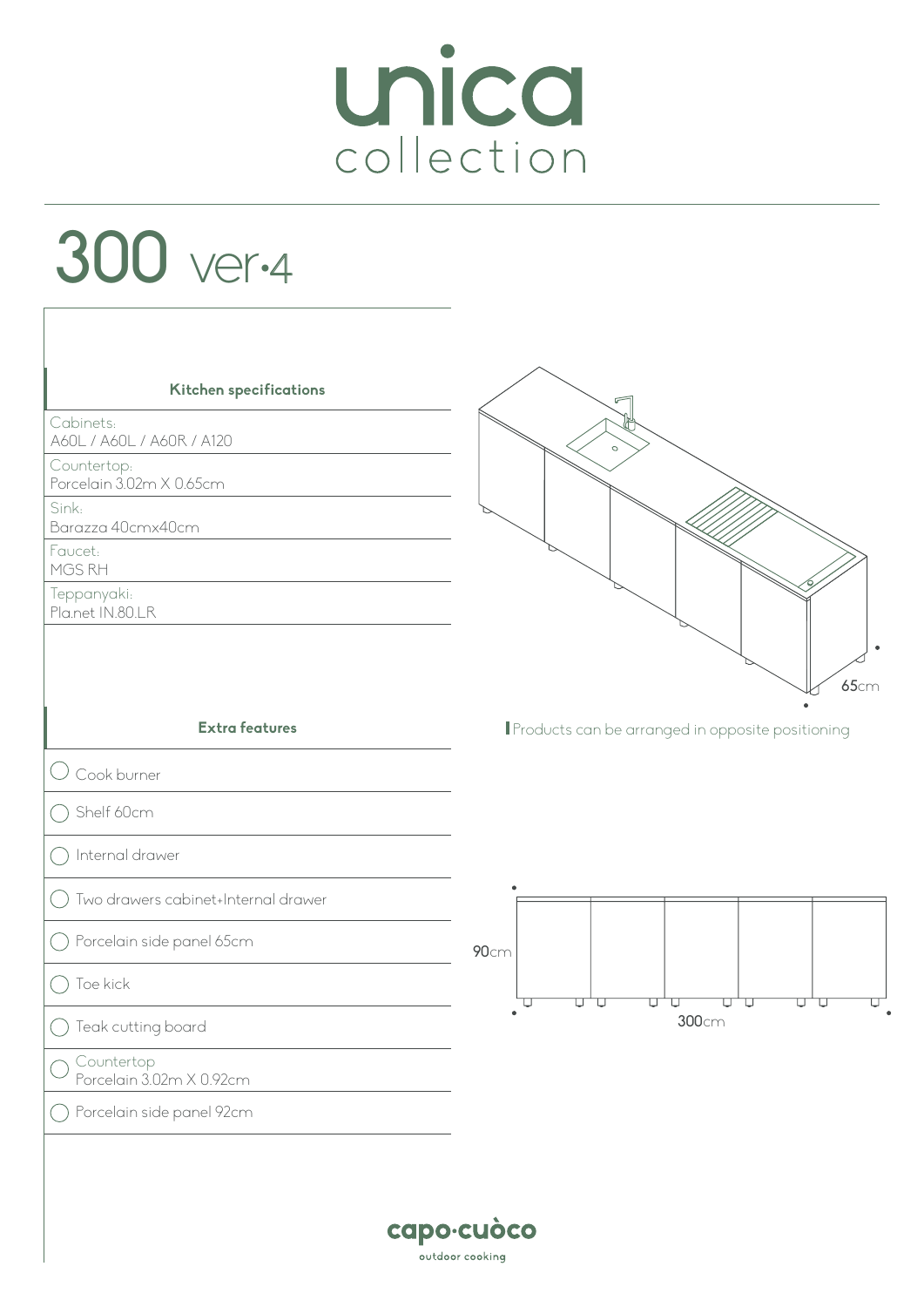# unica collection

## 300 ver·4

### Kitchen specifications

| | |
|---|---|
| Cabinets: | A60L / A60L / A60R / A120 |
| Countertop: | Porcelain 3.02m X 0.65cm |
| Sink: | Barazza 40cmx40cm |
| Faucet: | MGS RH |
| Teppanyaki: | Pla.net IN.80.LR |

65cm

Products can be arranged in opposite positioning

### Extra features

- ◯ Cook burner
- ◯ Shelf 60cm
- ◯ Internal drawer
- ◯ Two drawers cabinet+Internal drawer
- ◯ Porcelain side panel 65cm
- ◯ Toe kick
- ◯ Teak cutting board
- ◯ Countertop Porcelain 3.02m X 0.92cm
- ◯ Porcelain side panel 92cm

90cm

300cm

capo·cuòco
outdoor cooking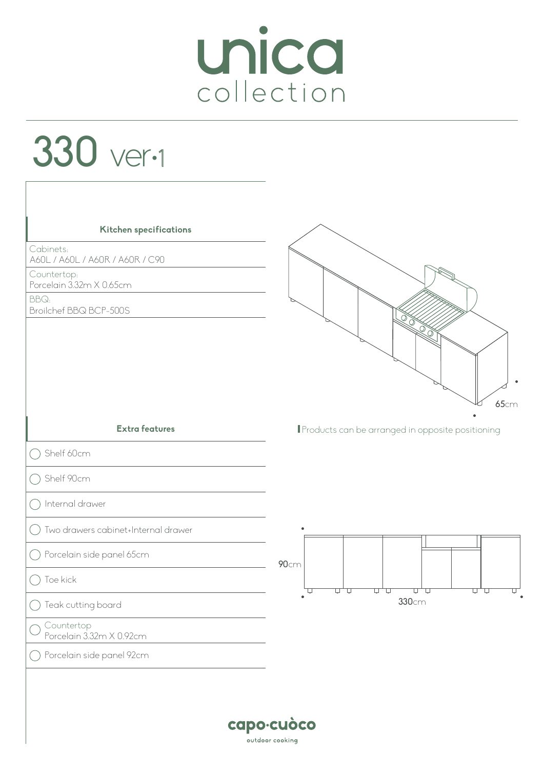# unica collection

## 330 ver·1

**Kitchen specifications**

| | |
|---|---|
| Cabinets: | A60L / A60L / A60R / A60R / C90 |
| Countertop: | Porcelain 3.32m X 0.65cm |
| BBQ: | Broilchef BBQ BCP-500S |

65cm

Products can be arranged in opposite positioning

**Extra features**

- ◯ Shelf 60cm
- ◯ Shelf 90cm
- ◯ Internal drawer
- ◯ Two drawers cabinet+Internal drawer
- ◯ Porcelain side panel 65cm
- ◯ Toe kick
- ◯ Teak cutting board
- ◯ Countertop Porcelain 3.32m X 0.92cm
- ◯ Porcelain side panel 92cm

90cm

330cm

capo·cuòco
outdoor cooking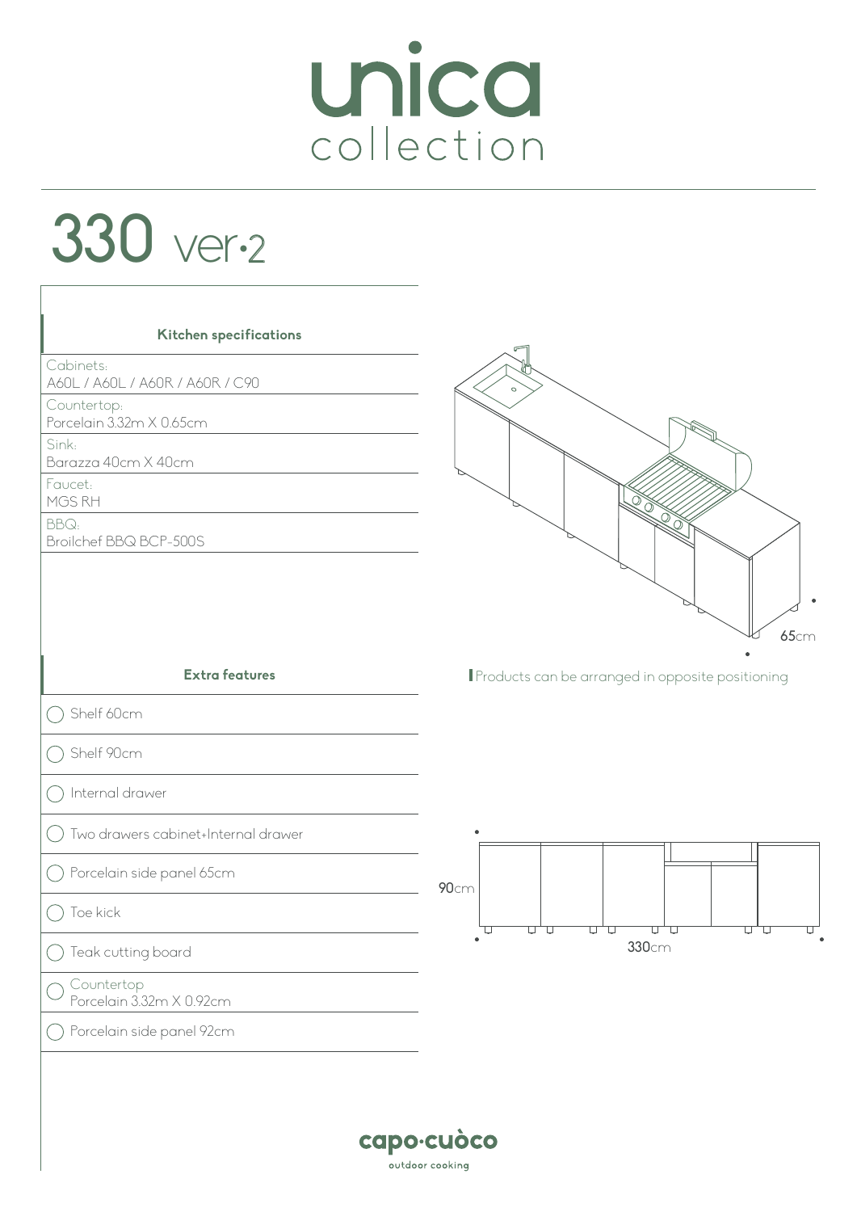# unica collection

## 330 ver·2

### Kitchen specifications

| | |
|---|---|
| Cabinets: | A60L / A60L / A60R / A60R / C90 |
| Countertop: | Porcelain 3.32m X 0.65cm |
| Sink: | Barazza 40cm X 40cm |
| Faucet: | MGS RH |
| BBQ: | Broilchef BBQ BCP-500S |

65cm

Products can be arranged in opposite positioning

### Extra features

- ◯ Shelf 60cm
- ◯ Shelf 90cm
- ◯ Internal drawer
- ◯ Two drawers cabinet+Internal drawer
- ◯ Porcelain side panel 65cm
- ◯ Toe kick
- ◯ Teak cutting board
- ◯ Countertop Porcelain 3.32m X 0.92cm
- ◯ Porcelain side panel 92cm

90cm

330cm

capo·cuòco
outdoor cooking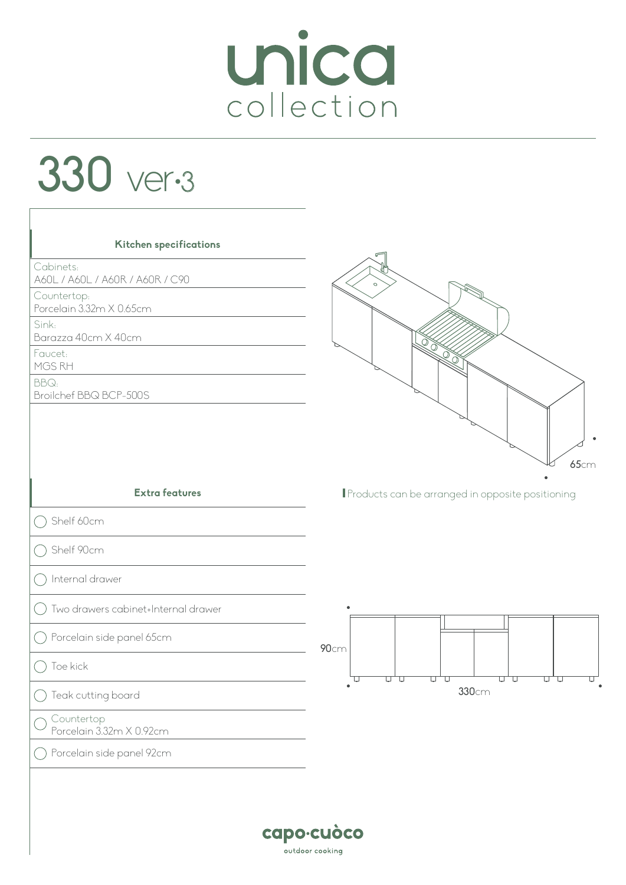# unica collection

## 330 ver·3

### Kitchen specifications

| Item | Specification |
| --- | --- |
| Cabinets: | A60L / A60L / A60R / A60R / C90 |
| Countertop: | Porcelain 3.32m X 0.65cm |
| Sink: | Barazza 40cm X 40cm |
| Faucet: | MGS RH |
| BBQ: | Broilchef BBQ BCP-500S |

65cm

Products can be arranged in opposite positioning

### Extra features

- ◯ Shelf 60cm
- ◯ Shelf 90cm
- ◯ Internal drawer
- ◯ Two drawers cabinet+Internal drawer
- ◯ Porcelain side panel 65cm
- ◯ Toe kick
- ◯ Teak cutting board
- ◯ Countertop Porcelain 3.32m X 0.92cm
- ◯ Porcelain side panel 92cm

90cm

330cm

capo·cuòco
outdoor cooking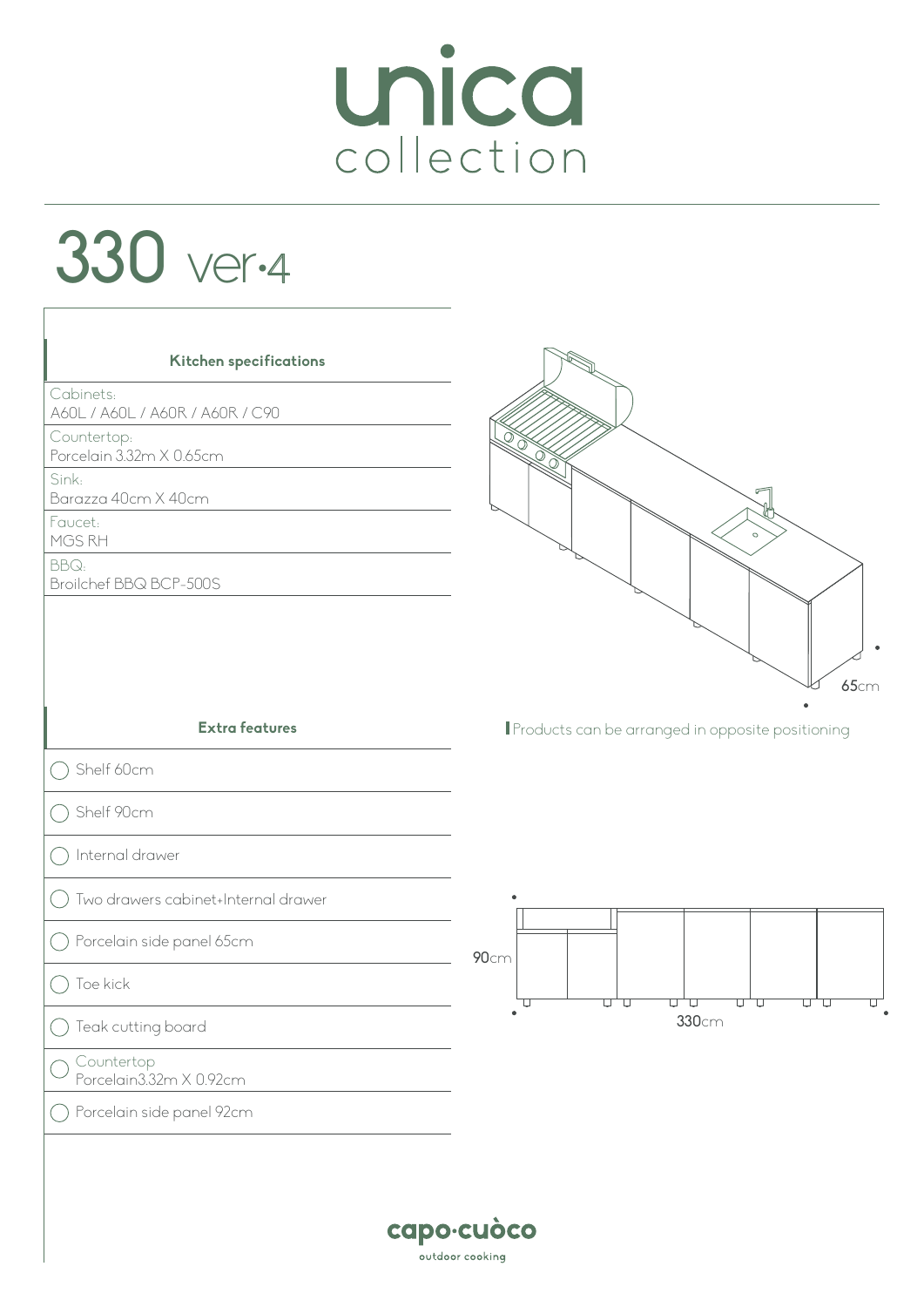# unica collection

## 330 ver·4

### Kitchen specifications

| Kitchen specifications |
| --- |
| Cabinets:<br>A60L / A60L / A60R / A60R / C90 |
| Countertop:<br>Porcelain 3.32m X 0.65cm |
| Sink:<br>Barazza 40cm X 40cm |
| Faucet:<br>MGS RH |
| BBQ:<br>Broilchef BBQ BCP-500S |

65cm

Products can be arranged in opposite positioning

### Extra features

| Extra features |
| --- |
| ◯ Shelf 60cm |
| ◯ Shelf 90cm |
| ◯ Internal drawer |
| ◯ Two drawers cabinet+Internal drawer |
| ◯ Porcelain side panel 65cm |
| ◯ Toe kick |
| ◯ Teak cutting board |
| ◯ Countertop<br>Porcelain3.32m X 0.92cm |
| ◯ Porcelain side panel 92cm |

90cm

330cm

capo·cuòco
outdoor cooking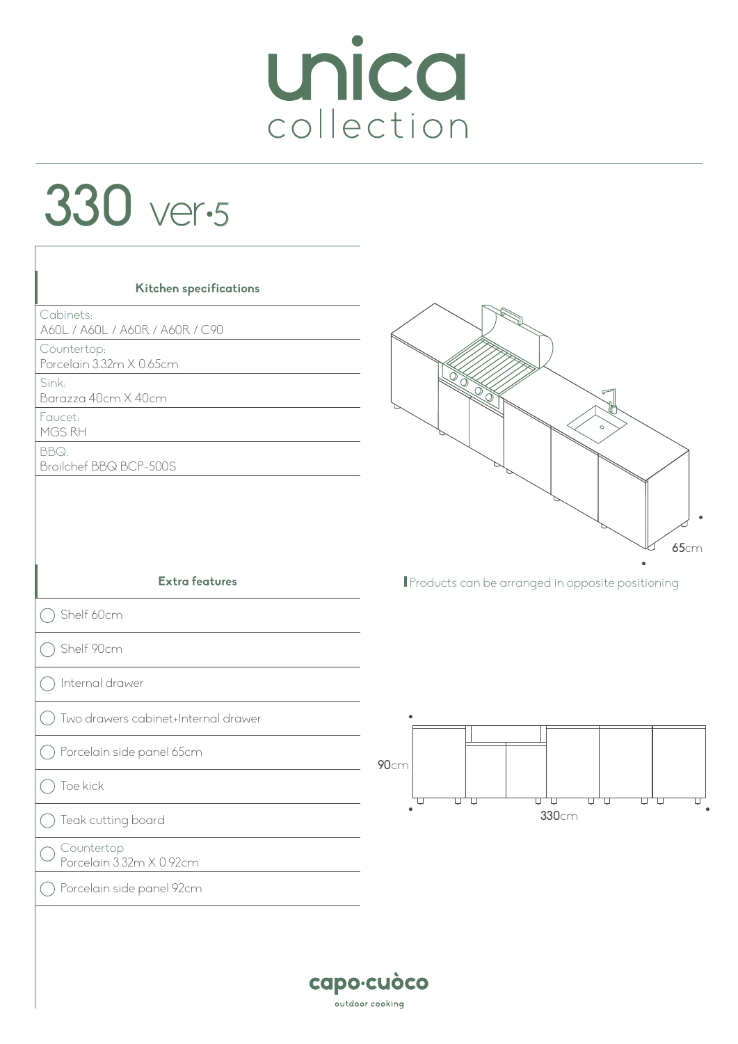# unica collection

## 330 ver·5

### Kitchen specifications

Cabinets:
A60L / A60L / A60R / A60R / C90

Countertop:
Porcelain 3.32m X 0.65cm

Sink:
Barazza 40cm X 40cm

Faucet:
MGS RH

BBQ:
Broilchef BBQ BCP-500S

65cm

Products can be arranged in opposite positioning

### Extra features

- ◯ Shelf 60cm
- ◯ Shelf 90cm
- ◯ Internal drawer
- ◯ Two drawers cabinet+Internal drawer
- ◯ Porcelain side panel 65cm
- ◯ Toe kick
- ◯ Teak cutting board
- ◯ Countertop
  Porcelain 3.32m X 0.92cm
- ◯ Porcelain side panel 92cm

90cm

330cm

capo·cuòco
outdoor cooking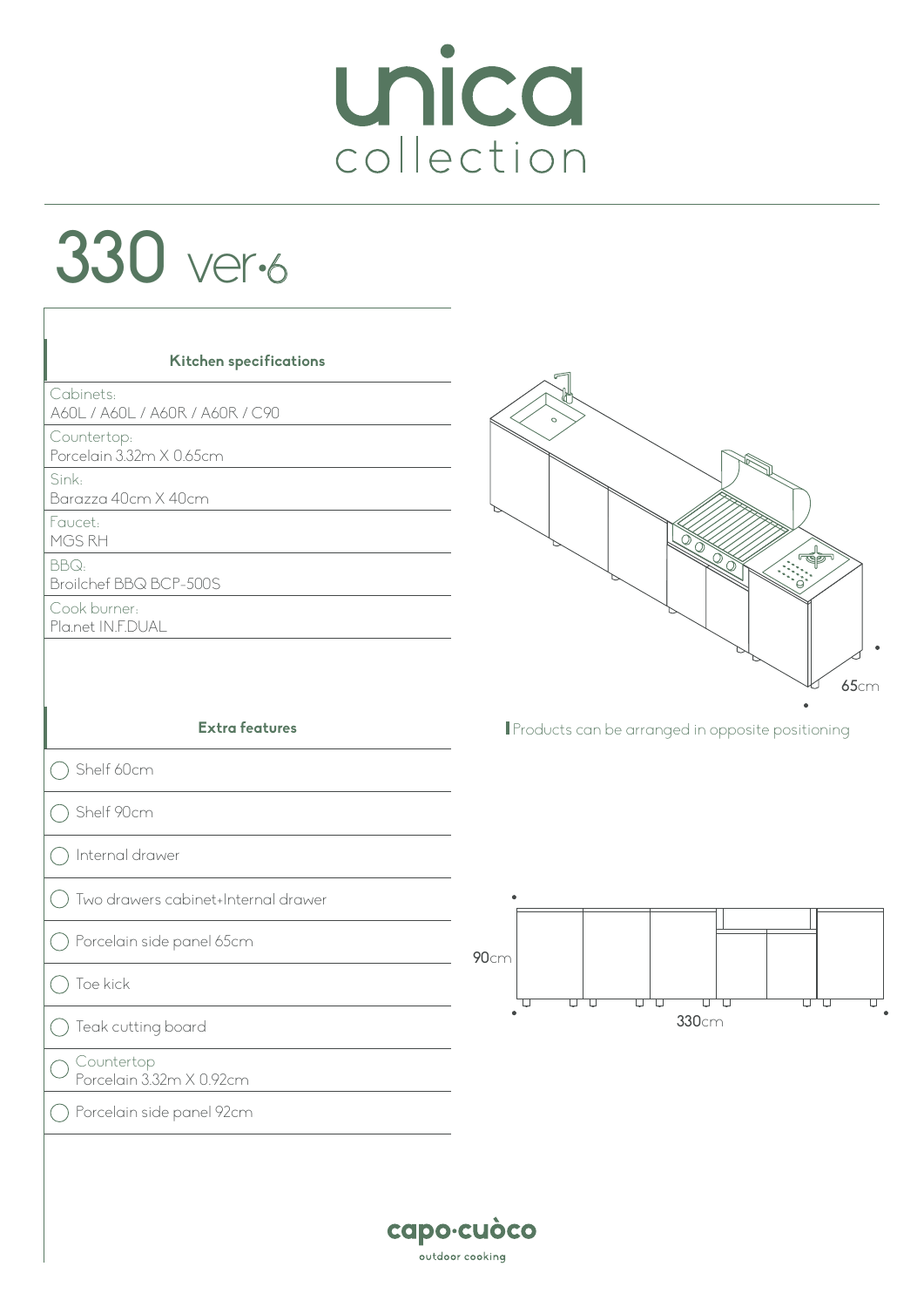# unica collection

## 330 ver·6

| Kitchen specifications |
| --- |
| Cabinets: A60L / A60L / A60R / A60R / C90 |
| Countertop: Porcelain 3.32m X 0.65cm |
| Sink: Barazza 40cm X 40cm |
| Faucet: MGS RH |
| BBQ: Broilchef BBQ BCP-500S |
| Cook burner: Pla.net IN.F.DUAL |

65cm

Products can be arranged in opposite positioning

| Extra features |
| --- |
| ◯ Shelf 60cm |
| ◯ Shelf 90cm |
| ◯ Internal drawer |
| ◯ Two drawers cabinet+Internal drawer |
| ◯ Porcelain side panel 65cm |
| ◯ Toe kick |
| ◯ Teak cutting board |
| ◯ Countertop Porcelain 3.32m X 0.92cm |
| ◯ Porcelain side panel 92cm |

90cm

330cm

capo·cuòco
outdoor cooking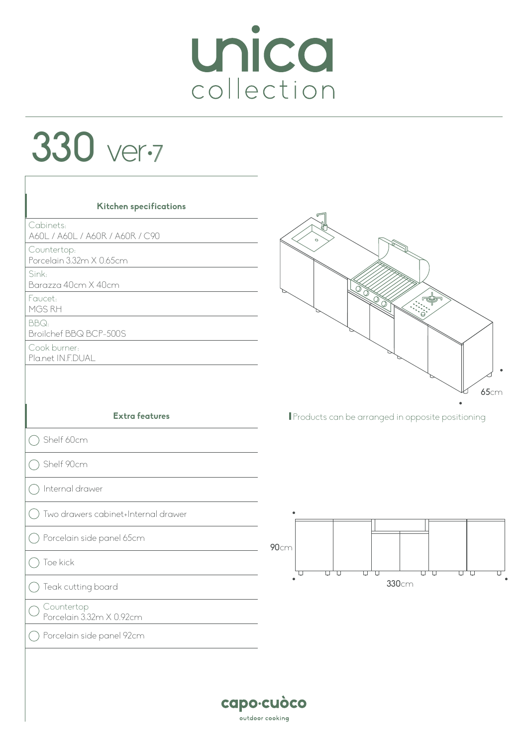# unica collection

## 330 ver·7

| Kitchen specifications |
|---|
| Cabinets: A60L / A60L / A60R / A60R / C90 |
| Countertop: Porcelain 3.32m X 0.65cm |
| Sink: Barazza 40cm X 40cm |
| Faucet: MGS RH |
| BBQ: Broilchef BBQ BCP-500S |
| Cook burner: Pla.net IN.F.DUAL |

65cm

Products can be arranged in opposite positioning

| Extra features |
|---|
| ◯ Shelf 60cm |
| ◯ Shelf 90cm |
| ◯ Internal drawer |
| ◯ Two drawers cabinet+Internal drawer |
| ◯ Porcelain side panel 65cm |
| ◯ Toe kick |
| ◯ Teak cutting board |
| ◯ Countertop Porcelain 3.32m X 0.92cm |
| ◯ Porcelain side panel 92cm |

90cm

330cm

capo·cuòco
outdoor cooking